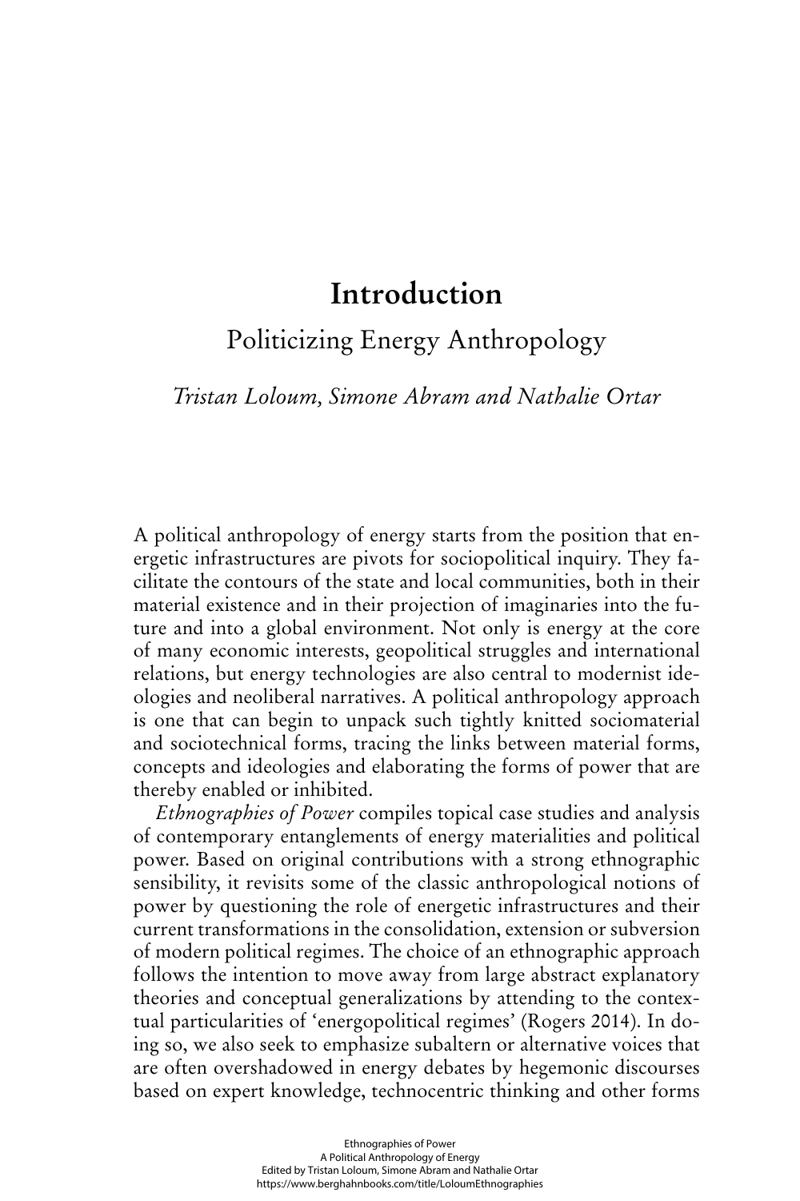# Introduction

## Politicizing Energy Anthropology

*Tristan Loloum, Simone Abram and Nathalie Ortar*

A political anthropology of energy starts from the position that energetic infrastructures are pivots for sociopolitical inquiry. They facilitate the contours of the state and local communities, both in their material existence and in their projection of imaginaries into the future and into a global environment. Not only is energy at the core of many economic interests, geopolitical struggles and international relations, but energy technologies are also central to modernist ideologies and neoliberal narratives. A political anthropology approach is one that can begin to unpack such tightly knitted sociomaterial and sociotechnical forms, tracing the links between material forms, concepts and ideologies and elaborating the forms of power that are thereby enabled or inhibited.

*Ethnographies of Power* compiles topical case studies and analysis of contemporary entanglements of energy materialities and political power. Based on original contributions with a strong ethnographic sensibility, it revisits some of the classic anthropological notions of power by questioning the role of energetic infrastructures and their current transformations in the consolidation, extension or subversion of modern political regimes. The choice of an ethnographic approach follows the intention to move away from large abstract explanatory theories and conceptual generalizations by attending to the contextual particularities of 'energopolitical regimes' (Rogers 2014). In doing so, we also seek to emphasize subaltern or alternative voices that are often overshadowed in energy debates by hegemonic discourses based on expert knowledge, technocentric thinking and other forms

Ethnographies of Power
A Political Anthropology of Energy
Edited by Tristan Loloum, Simone Abram and Nathalie Ortar
https://www.berghahnbooks.com/title/LoloumEthnographies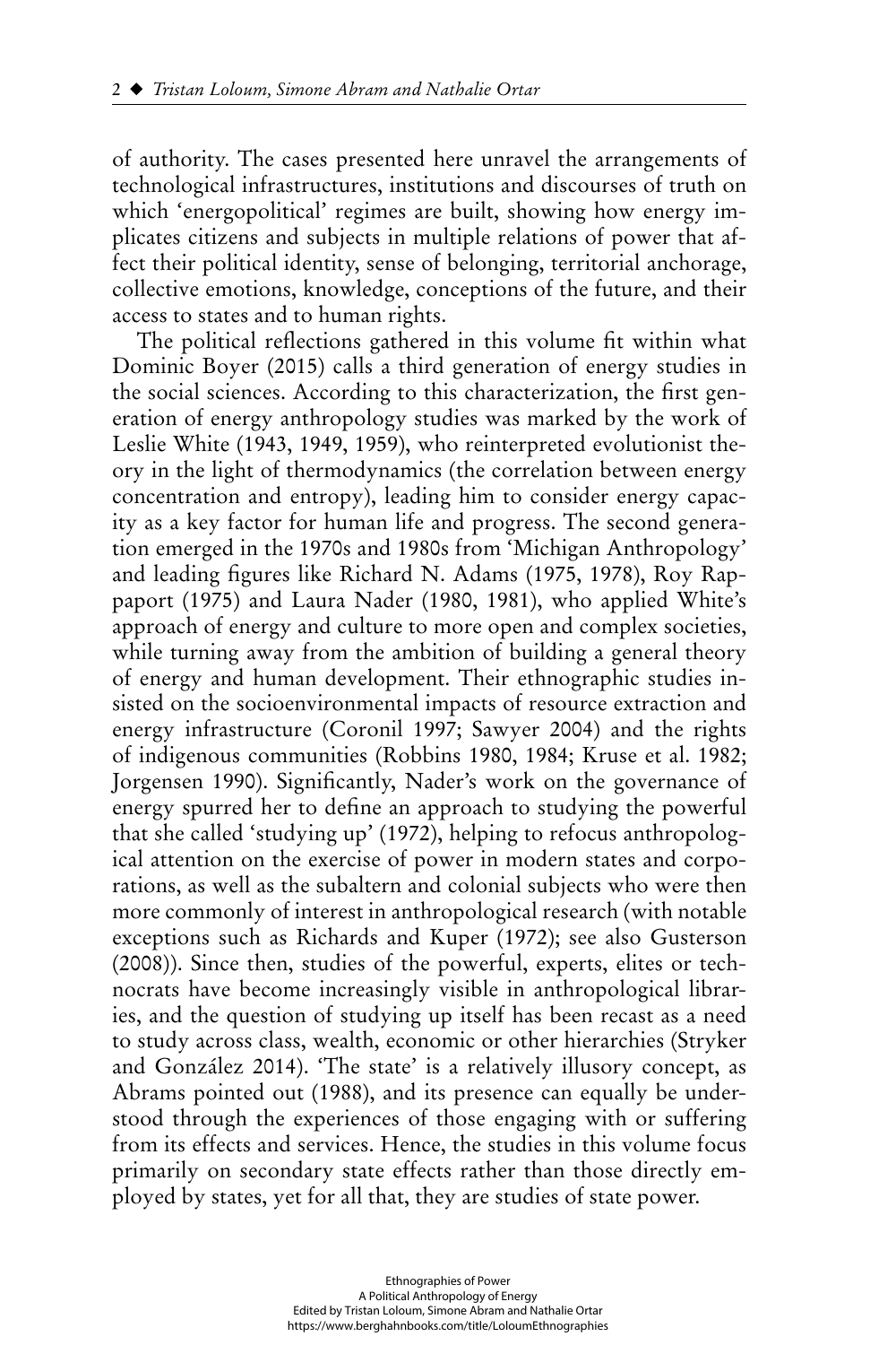of authority. The cases presented here unravel the arrangements of technological infrastructures, institutions and discourses of truth on which 'energopolitical' regimes are built, showing how energy implicates citizens and subjects in multiple relations of power that affect their political identity, sense of belonging, territorial anchorage, collective emotions, knowledge, conceptions of the future, and their access to states and to human rights.

The political reflections gathered in this volume fit within what Dominic Boyer (2015) calls a third generation of energy studies in the social sciences. According to this characterization, the first generation of energy anthropology studies was marked by the work of Leslie White (1943, 1949, 1959), who reinterpreted evolutionist theory in the light of thermodynamics (the correlation between energy concentration and entropy), leading him to consider energy capacity as a key factor for human life and progress. The second generation emerged in the 1970s and 1980s from 'Michigan Anthropology' and leading figures like Richard N. Adams (1975, 1978), Roy Rappaport (1975) and Laura Nader (1980, 1981), who applied White's approach of energy and culture to more open and complex societies, while turning away from the ambition of building a general theory of energy and human development. Their ethnographic studies insisted on the socioenvironmental impacts of resource extraction and energy infrastructure (Coronil 1997; Sawyer 2004) and the rights of indigenous communities (Robbins 1980, 1984; Kruse et al. 1982; Jorgensen 1990). Significantly, Nader's work on the governance of energy spurred her to define an approach to studying the powerful that she called 'studying up' (1972), helping to refocus anthropological attention on the exercise of power in modern states and corporations, as well as the subaltern and colonial subjects who were then more commonly of interest in anthropological research (with notable exceptions such as Richards and Kuper (1972); see also Gusterson (2008)). Since then, studies of the powerful, experts, elites or technocrats have become increasingly visible in anthropological libraries, and the question of studying up itself has been recast as a need to study across class, wealth, economic or other hierarchies (Stryker and González 2014). 'The state' is a relatively illusory concept, as Abrams pointed out (1988), and its presence can equally be understood through the experiences of those engaging with or suffering from its effects and services. Hence, the studies in this volume focus primarily on secondary state effects rather than those directly employed by states, yet for all that, they are studies of state power.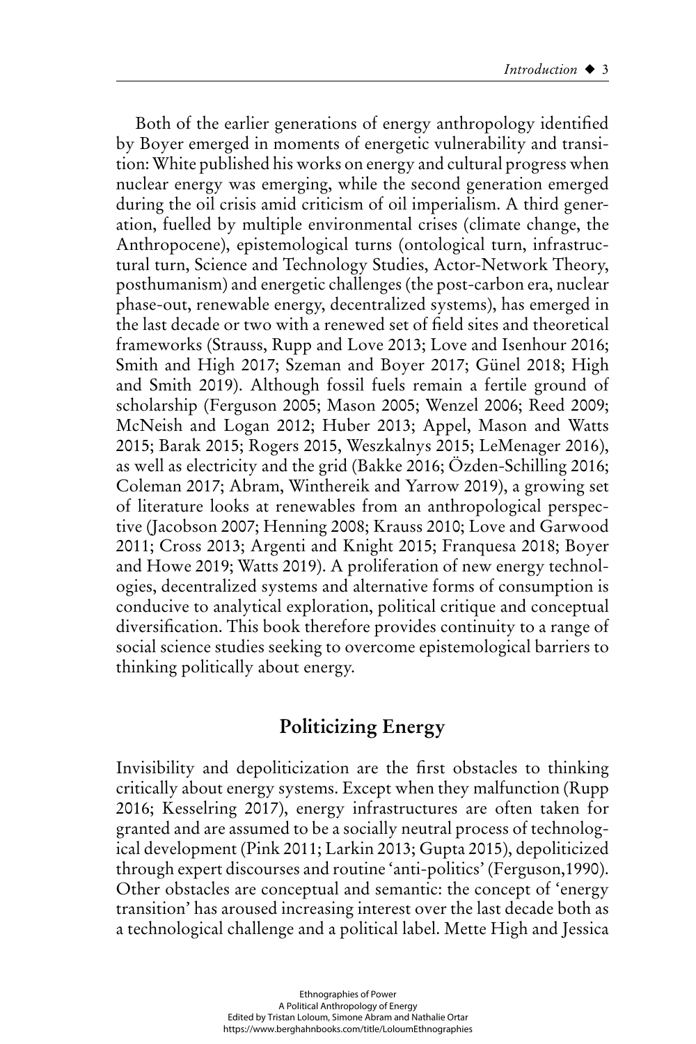Both of the earlier generations of energy anthropology identified by Boyer emerged in moments of energetic vulnerability and transition: White published his works on energy and cultural progress when nuclear energy was emerging, while the second generation emerged during the oil crisis amid criticism of oil imperialism. A third generation, fuelled by multiple environmental crises (climate change, the Anthropocene), epistemological turns (ontological turn, infrastructural turn, Science and Technology Studies, Actor-Network Theory, posthumanism) and energetic challenges (the post-carbon era, nuclear phase-out, renewable energy, decentralized systems), has emerged in the last decade or two with a renewed set of field sites and theoretical frameworks (Strauss, Rupp and Love 2013; Love and Isenhour 2016; Smith and High 2017; Szeman and Boyer 2017; Günel 2018; High and Smith 2019). Although fossil fuels remain a fertile ground of scholarship (Ferguson 2005; Mason 2005; Wenzel 2006; Reed 2009; McNeish and Logan 2012; Huber 2013; Appel, Mason and Watts 2015; Barak 2015; Rogers 2015, Weszkalnys 2015; LeMenager 2016), as well as electricity and the grid (Bakke 2016; Özden-Schilling 2016; Coleman 2017; Abram, Winthereik and Yarrow 2019), a growing set of literature looks at renewables from an anthropological perspective (Jacobson 2007; Henning 2008; Krauss 2010; Love and Garwood 2011; Cross 2013; Argenti and Knight 2015; Franquesa 2018; Boyer and Howe 2019; Watts 2019). A proliferation of new energy technologies, decentralized systems and alternative forms of consumption is conducive to analytical exploration, political critique and conceptual diversification. This book therefore provides continuity to a range of social science studies seeking to overcome epistemological barriers to thinking politically about energy.

## Politicizing Energy

Invisibility and depoliticization are the first obstacles to thinking critically about energy systems. Except when they malfunction (Rupp 2016; Kesselring 2017), energy infrastructures are often taken for granted and are assumed to be a socially neutral process of technological development (Pink 2011; Larkin 2013; Gupta 2015), depoliticized through expert discourses and routine 'anti-politics' (Ferguson,1990). Other obstacles are conceptual and semantic: the concept of 'energy transition' has aroused increasing interest over the last decade both as a technological challenge and a political label. Mette High and Jessica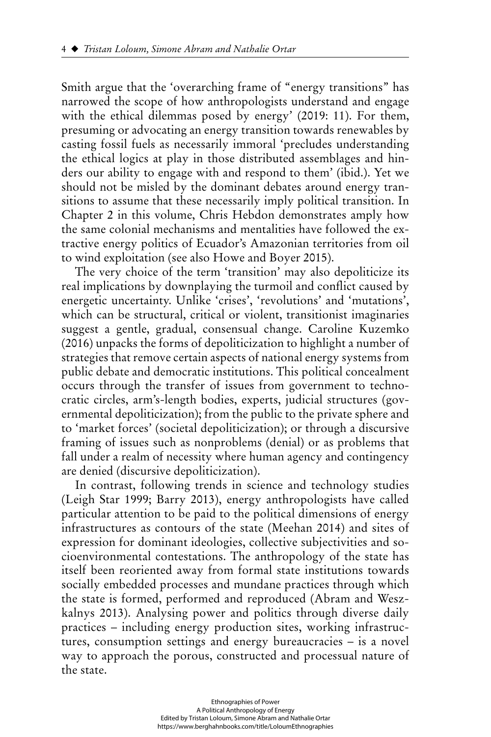Smith argue that the 'overarching frame of "energy transitions" has narrowed the scope of how anthropologists understand and engage with the ethical dilemmas posed by energy' (2019: 11). For them, presuming or advocating an energy transition towards renewables by casting fossil fuels as necessarily immoral 'precludes understanding the ethical logics at play in those distributed assemblages and hinders our ability to engage with and respond to them' (ibid.). Yet we should not be misled by the dominant debates around energy transitions to assume that these necessarily imply political transition. In Chapter 2 in this volume, Chris Hebdon demonstrates amply how the same colonial mechanisms and mentalities have followed the extractive energy politics of Ecuador's Amazonian territories from oil to wind exploitation (see also Howe and Boyer 2015).

The very choice of the term 'transition' may also depoliticize its real implications by downplaying the turmoil and conflict caused by energetic uncertainty. Unlike 'crises', 'revolutions' and 'mutations', which can be structural, critical or violent, transitionist imaginaries suggest a gentle, gradual, consensual change. Caroline Kuzemko (2016) unpacks the forms of depoliticization to highlight a number of strategies that remove certain aspects of national energy systems from public debate and democratic institutions. This political concealment occurs through the transfer of issues from government to technocratic circles, arm's-length bodies, experts, judicial structures (governmental depoliticization); from the public to the private sphere and to 'market forces' (societal depoliticization); or through a discursive framing of issues such as nonproblems (denial) or as problems that fall under a realm of necessity where human agency and contingency are denied (discursive depoliticization).

In contrast, following trends in science and technology studies (Leigh Star 1999; Barry 2013), energy anthropologists have called particular attention to be paid to the political dimensions of energy infrastructures as contours of the state (Meehan 2014) and sites of expression for dominant ideologies, collective subjectivities and socioenvironmental contestations. The anthropology of the state has itself been reoriented away from formal state institutions towards socially embedded processes and mundane practices through which the state is formed, performed and reproduced (Abram and Weszkalnys 2013). Analysing power and politics through diverse daily practices – including energy production sites, working infrastructures, consumption settings and energy bureaucracies – is a novel way to approach the porous, constructed and processual nature of the state.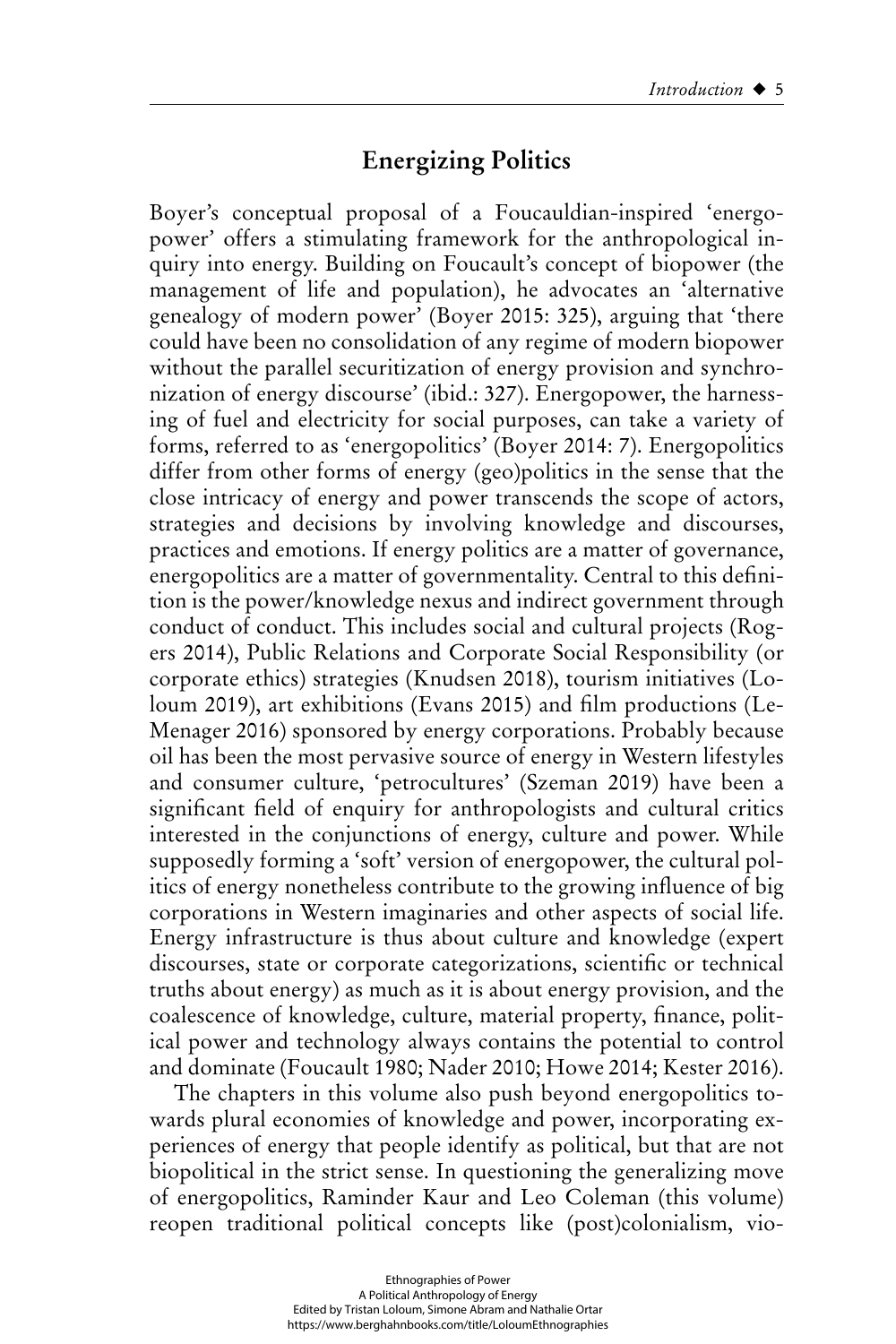## Energizing Politics

Boyer's conceptual proposal of a Foucauldian-inspired 'energopower' offers a stimulating framework for the anthropological inquiry into energy. Building on Foucault's concept of biopower (the management of life and population), he advocates an 'alternative genealogy of modern power' (Boyer 2015: 325), arguing that 'there could have been no consolidation of any regime of modern biopower without the parallel securitization of energy provision and synchronization of energy discourse' (ibid.: 327). Energopower, the harnessing of fuel and electricity for social purposes, can take a variety of forms, referred to as 'energopolitics' (Boyer 2014: 7). Energopolitics differ from other forms of energy (geo)politics in the sense that the close intricacy of energy and power transcends the scope of actors, strategies and decisions by involving knowledge and discourses, practices and emotions. If energy politics are a matter of governance, energopolitics are a matter of governmentality. Central to this definition is the power/knowledge nexus and indirect government through conduct of conduct. This includes social and cultural projects (Rogers 2014), Public Relations and Corporate Social Responsibility (or corporate ethics) strategies (Knudsen 2018), tourism initiatives (Loloum 2019), art exhibitions (Evans 2015) and film productions (LeMenager 2016) sponsored by energy corporations. Probably because oil has been the most pervasive source of energy in Western lifestyles and consumer culture, 'petrocultures' (Szeman 2019) have been a significant field of enquiry for anthropologists and cultural critics interested in the conjunctions of energy, culture and power. While supposedly forming a 'soft' version of energopower, the cultural politics of energy nonetheless contribute to the growing influence of big corporations in Western imaginaries and other aspects of social life. Energy infrastructure is thus about culture and knowledge (expert discourses, state or corporate categorizations, scientific or technical truths about energy) as much as it is about energy provision, and the coalescence of knowledge, culture, material property, finance, political power and technology always contains the potential to control and dominate (Foucault 1980; Nader 2010; Howe 2014; Kester 2016).

The chapters in this volume also push beyond energopolitics towards plural economies of knowledge and power, incorporating experiences of energy that people identify as political, but that are not biopolitical in the strict sense. In questioning the generalizing move of energopolitics, Raminder Kaur and Leo Coleman (this volume) reopen traditional political concepts like (post)colonialism, vio-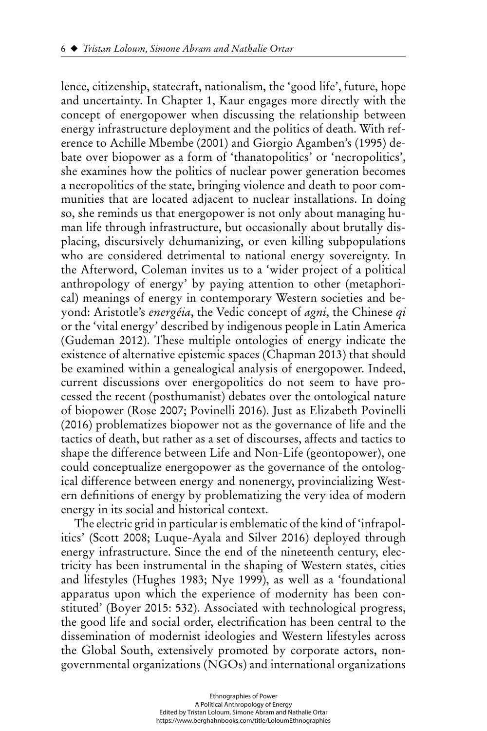lence, citizenship, statecraft, nationalism, the 'good life', future, hope and uncertainty. In Chapter 1, Kaur engages more directly with the concept of energopower when discussing the relationship between energy infrastructure deployment and the politics of death. With reference to Achille Mbembe (2001) and Giorgio Agamben's (1995) debate over biopower as a form of 'thanatopolitics' or 'necropolitics', she examines how the politics of nuclear power generation becomes a necropolitics of the state, bringing violence and death to poor communities that are located adjacent to nuclear installations. In doing so, she reminds us that energopower is not only about managing human life through infrastructure, but occasionally about brutally displacing, discursively dehumanizing, or even killing subpopulations who are considered detrimental to national energy sovereignty. In the Afterword, Coleman invites us to a 'wider project of a political anthropology of energy' by paying attention to other (metaphorical) meanings of energy in contemporary Western societies and beyond: Aristotle's *energéia*, the Vedic concept of *agni*, the Chinese *qi* or the 'vital energy' described by indigenous people in Latin America (Gudeman 2012). These multiple ontologies of energy indicate the existence of alternative epistemic spaces (Chapman 2013) that should be examined within a genealogical analysis of energopower. Indeed, current discussions over energopolitics do not seem to have processed the recent (posthumanist) debates over the ontological nature of biopower (Rose 2007; Povinelli 2016). Just as Elizabeth Povinelli (2016) problematizes biopower not as the governance of life and the tactics of death, but rather as a set of discourses, affects and tactics to shape the difference between Life and Non-Life (geontopower), one could conceptualize energopower as the governance of the ontological difference between energy and nonenergy, provincializing Western definitions of energy by problematizing the very idea of modern energy in its social and historical context.

The electric grid in particular is emblematic of the kind of 'infrapolitics' (Scott 2008; Luque-Ayala and Silver 2016) deployed through energy infrastructure. Since the end of the nineteenth century, electricity has been instrumental in the shaping of Western states, cities and lifestyles (Hughes 1983; Nye 1999), as well as a 'foundational apparatus upon which the experience of modernity has been constituted' (Boyer 2015: 532). Associated with technological progress, the good life and social order, electrification has been central to the dissemination of modernist ideologies and Western lifestyles across the Global South, extensively promoted by corporate actors, non-governmental organizations (NGOs) and international organizations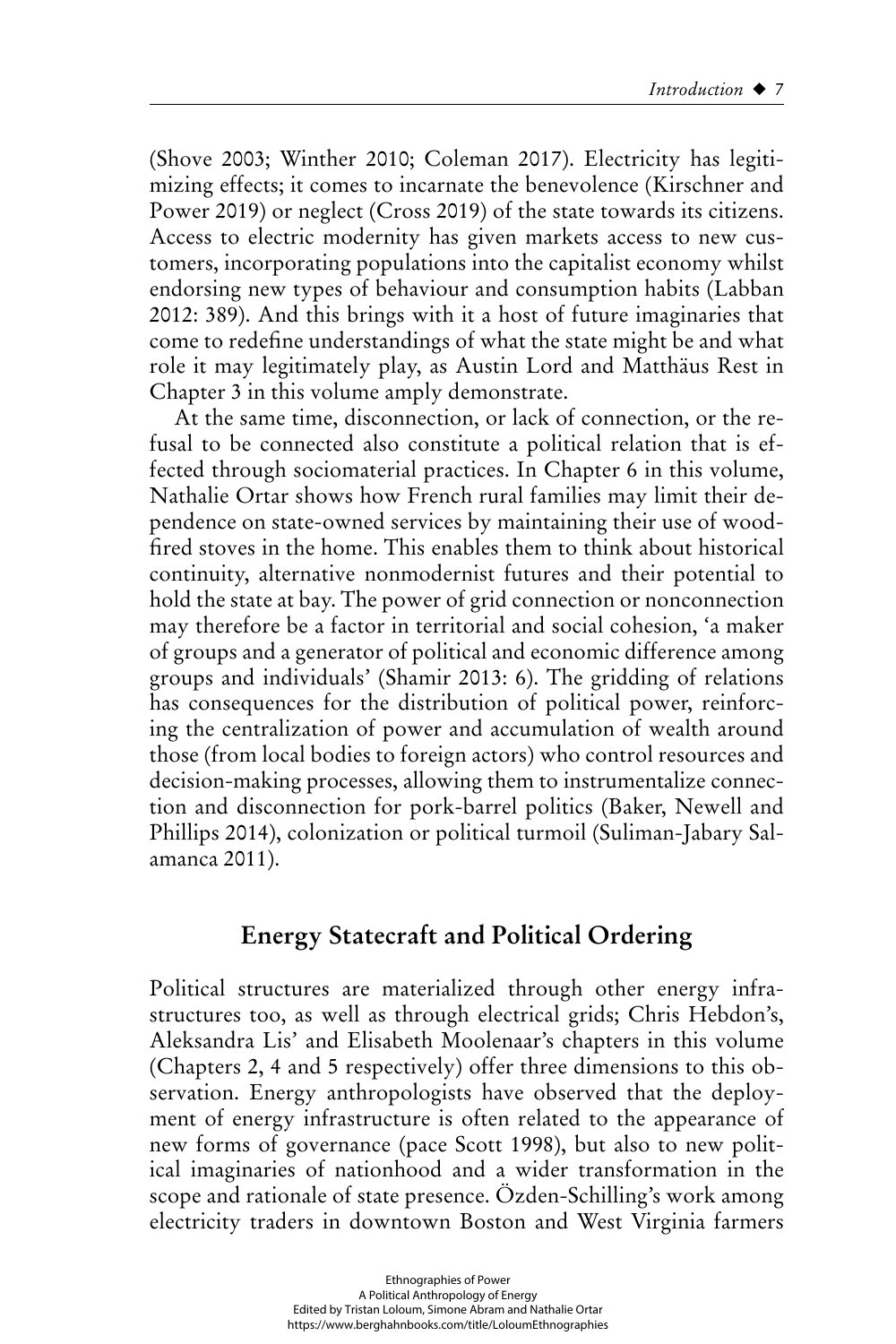(Shove 2003; Winther 2010; Coleman 2017). Electricity has legitimizing effects; it comes to incarnate the benevolence (Kirschner and Power 2019) or neglect (Cross 2019) of the state towards its citizens. Access to electric modernity has given markets access to new customers, incorporating populations into the capitalist economy whilst endorsing new types of behaviour and consumption habits (Labban 2012: 389). And this brings with it a host of future imaginaries that come to redefine understandings of what the state might be and what role it may legitimately play, as Austin Lord and Matthäus Rest in Chapter 3 in this volume amply demonstrate.

At the same time, disconnection, or lack of connection, or the refusal to be connected also constitute a political relation that is effected through sociomaterial practices. In Chapter 6 in this volume, Nathalie Ortar shows how French rural families may limit their dependence on state-owned services by maintaining their use of wood-fired stoves in the home. This enables them to think about historical continuity, alternative nonmodernist futures and their potential to hold the state at bay. The power of grid connection or nonconnection may therefore be a factor in territorial and social cohesion, 'a maker of groups and a generator of political and economic difference among groups and individuals' (Shamir 2013: 6). The gridding of relations has consequences for the distribution of political power, reinforcing the centralization of power and accumulation of wealth around those (from local bodies to foreign actors) who control resources and decision-making processes, allowing them to instrumentalize connection and disconnection for pork-barrel politics (Baker, Newell and Phillips 2014), colonization or political turmoil (Suliman-Jabary Salamanca 2011).

## Energy Statecraft and Political Ordering

Political structures are materialized through other energy infrastructures too, as well as through electrical grids; Chris Hebdon's, Aleksandra Lis' and Elisabeth Moolenaar's chapters in this volume (Chapters 2, 4 and 5 respectively) offer three dimensions to this observation. Energy anthropologists have observed that the deployment of energy infrastructure is often related to the appearance of new forms of governance (pace Scott 1998), but also to new political imaginaries of nationhood and a wider transformation in the scope and rationale of state presence. Özden-Schilling's work among electricity traders in downtown Boston and West Virginia farmers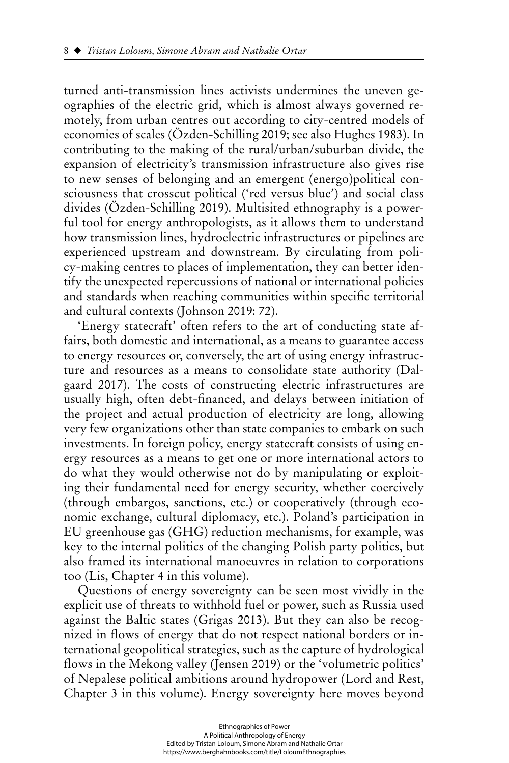turned anti-transmission lines activists undermines the uneven geographies of the electric grid, which is almost always governed remotely, from urban centres out according to city-centred models of economies of scales (Özden-Schilling 2019; see also Hughes 1983). In contributing to the making of the rural/urban/suburban divide, the expansion of electricity's transmission infrastructure also gives rise to new senses of belonging and an emergent (energo)political consciousness that crosscut political ('red versus blue') and social class divides (Özden-Schilling 2019). Multisited ethnography is a powerful tool for energy anthropologists, as it allows them to understand how transmission lines, hydroelectric infrastructures or pipelines are experienced upstream and downstream. By circulating from policy-making centres to places of implementation, they can better identify the unexpected repercussions of national or international policies and standards when reaching communities within specific territorial and cultural contexts (Johnson 2019: 72).

'Energy statecraft' often refers to the art of conducting state affairs, both domestic and international, as a means to guarantee access to energy resources or, conversely, the art of using energy infrastructure and resources as a means to consolidate state authority (Dalgaard 2017). The costs of constructing electric infrastructures are usually high, often debt-financed, and delays between initiation of the project and actual production of electricity are long, allowing very few organizations other than state companies to embark on such investments. In foreign policy, energy statecraft consists of using energy resources as a means to get one or more international actors to do what they would otherwise not do by manipulating or exploiting their fundamental need for energy security, whether coercively (through embargos, sanctions, etc.) or cooperatively (through economic exchange, cultural diplomacy, etc.). Poland's participation in EU greenhouse gas (GHG) reduction mechanisms, for example, was key to the internal politics of the changing Polish party politics, but also framed its international manoeuvres in relation to corporations too (Lis, Chapter 4 in this volume).

Questions of energy sovereignty can be seen most vividly in the explicit use of threats to withhold fuel or power, such as Russia used against the Baltic states (Grigas 2013). But they can also be recognized in flows of energy that do not respect national borders or international geopolitical strategies, such as the capture of hydrological flows in the Mekong valley (Jensen 2019) or the 'volumetric politics' of Nepalese political ambitions around hydropower (Lord and Rest, Chapter 3 in this volume). Energy sovereignty here moves beyond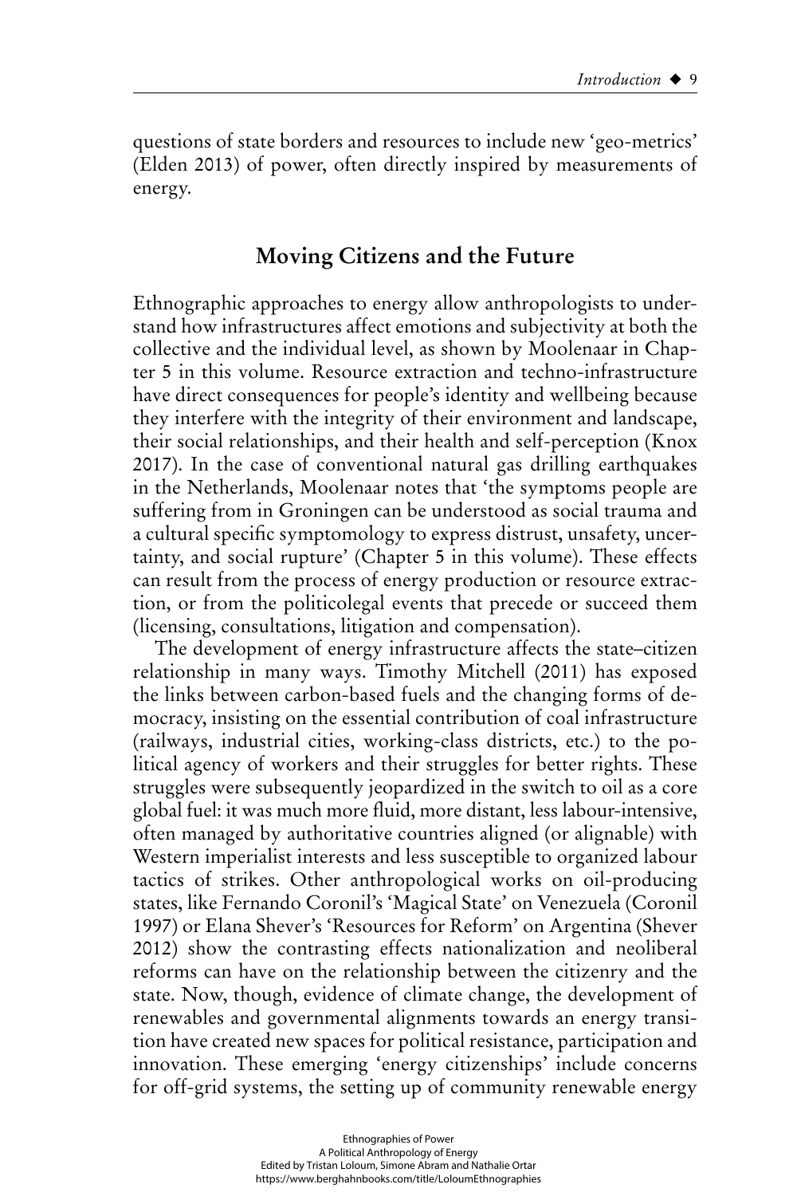questions of state borders and resources to include new 'geo-metrics' (Elden 2013) of power, often directly inspired by measurements of energy.

## Moving Citizens and the Future

Ethnographic approaches to energy allow anthropologists to understand how infrastructures affect emotions and subjectivity at both the collective and the individual level, as shown by Moolenaar in Chapter 5 in this volume. Resource extraction and techno-infrastructure have direct consequences for people's identity and wellbeing because they interfere with the integrity of their environment and landscape, their social relationships, and their health and self-perception (Knox 2017). In the case of conventional natural gas drilling earthquakes in the Netherlands, Moolenaar notes that 'the symptoms people are suffering from in Groningen can be understood as social trauma and a cultural specific symptomology to express distrust, unsafety, uncertainty, and social rupture' (Chapter 5 in this volume). These effects can result from the process of energy production or resource extraction, or from the politicolegal events that precede or succeed them (licensing, consultations, litigation and compensation).

The development of energy infrastructure affects the state–citizen relationship in many ways. Timothy Mitchell (2011) has exposed the links between carbon-based fuels and the changing forms of democracy, insisting on the essential contribution of coal infrastructure (railways, industrial cities, working-class districts, etc.) to the political agency of workers and their struggles for better rights. These struggles were subsequently jeopardized in the switch to oil as a core global fuel: it was much more fluid, more distant, less labour-intensive, often managed by authoritative countries aligned (or alignable) with Western imperialist interests and less susceptible to organized labour tactics of strikes. Other anthropological works on oil-producing states, like Fernando Coronil's 'Magical State' on Venezuela (Coronil 1997) or Elana Shever's 'Resources for Reform' on Argentina (Shever 2012) show the contrasting effects nationalization and neoliberal reforms can have on the relationship between the citizenry and the state. Now, though, evidence of climate change, the development of renewables and governmental alignments towards an energy transition have created new spaces for political resistance, participation and innovation. These emerging 'energy citizenships' include concerns for off-grid systems, the setting up of community renewable energy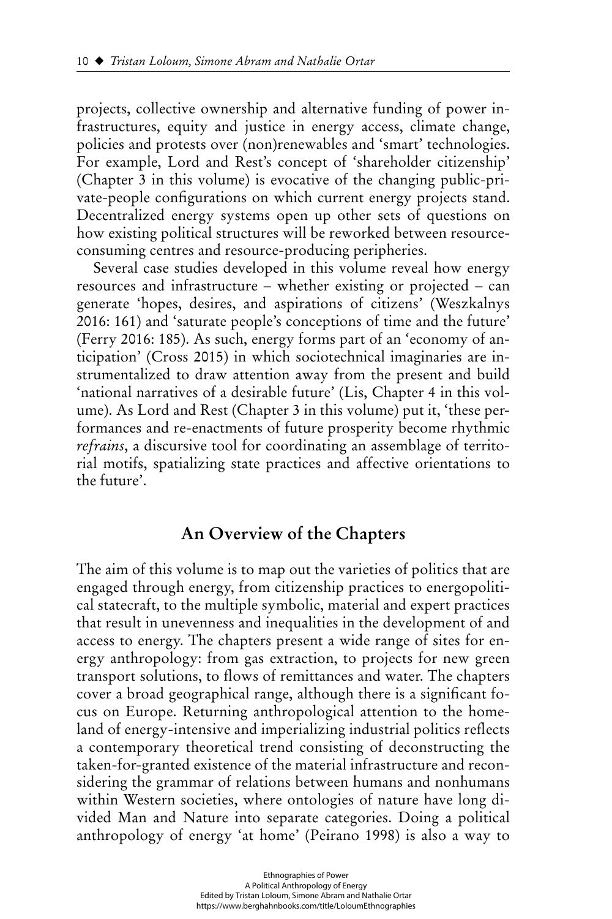projects, collective ownership and alternative funding of power infrastructures, equity and justice in energy access, climate change, policies and protests over (non)renewables and 'smart' technologies. For example, Lord and Rest's concept of 'shareholder citizenship' (Chapter 3 in this volume) is evocative of the changing public-private-people configurations on which current energy projects stand. Decentralized energy systems open up other sets of questions on how existing political structures will be reworked between resource-consuming centres and resource-producing peripheries.

Several case studies developed in this volume reveal how energy resources and infrastructure – whether existing or projected – can generate 'hopes, desires, and aspirations of citizens' (Weszkalnys 2016: 161) and 'saturate people's conceptions of time and the future' (Ferry 2016: 185). As such, energy forms part of an 'economy of anticipation' (Cross 2015) in which sociotechnical imaginaries are instrumentalized to draw attention away from the present and build 'national narratives of a desirable future' (Lis, Chapter 4 in this volume). As Lord and Rest (Chapter 3 in this volume) put it, 'these performances and re-enactments of future prosperity become rhythmic *refrains*, a discursive tool for coordinating an assemblage of territorial motifs, spatializing state practices and affective orientations to the future'.

## An Overview of the Chapters

The aim of this volume is to map out the varieties of politics that are engaged through energy, from citizenship practices to energopolitical statecraft, to the multiple symbolic, material and expert practices that result in unevenness and inequalities in the development of and access to energy. The chapters present a wide range of sites for energy anthropology: from gas extraction, to projects for new green transport solutions, to flows of remittances and water. The chapters cover a broad geographical range, although there is a significant focus on Europe. Returning anthropological attention to the homeland of energy-intensive and imperializing industrial politics reflects a contemporary theoretical trend consisting of deconstructing the taken-for-granted existence of the material infrastructure and reconsidering the grammar of relations between humans and nonhumans within Western societies, where ontologies of nature have long divided Man and Nature into separate categories. Doing a political anthropology of energy 'at home' (Peirano 1998) is also a way to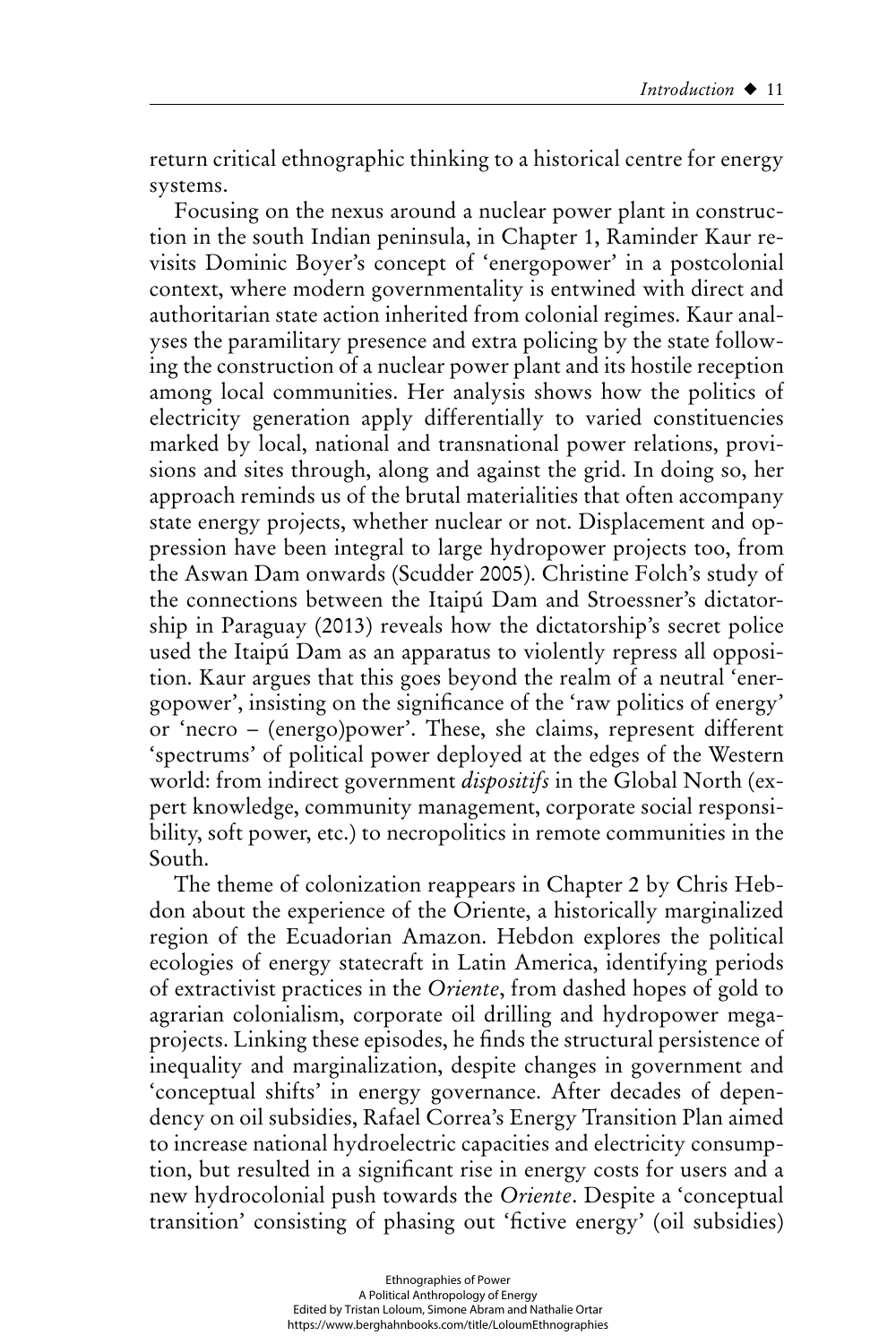return critical ethnographic thinking to a historical centre for energy systems.

Focusing on the nexus around a nuclear power plant in construction in the south Indian peninsula, in Chapter 1, Raminder Kaur revisits Dominic Boyer's concept of 'energopower' in a postcolonial context, where modern governmentality is entwined with direct and authoritarian state action inherited from colonial regimes. Kaur analyses the paramilitary presence and extra policing by the state following the construction of a nuclear power plant and its hostile reception among local communities. Her analysis shows how the politics of electricity generation apply differentially to varied constituencies marked by local, national and transnational power relations, provisions and sites through, along and against the grid. In doing so, her approach reminds us of the brutal materialities that often accompany state energy projects, whether nuclear or not. Displacement and oppression have been integral to large hydropower projects too, from the Aswan Dam onwards (Scudder 2005). Christine Folch's study of the connections between the Itaipú Dam and Stroessner's dictatorship in Paraguay (2013) reveals how the dictatorship's secret police used the Itaipú Dam as an apparatus to violently repress all opposition. Kaur argues that this goes beyond the realm of a neutral 'energopower', insisting on the significance of the 'raw politics of energy' or 'necro – (energo)power'. These, she claims, represent different 'spectrums' of political power deployed at the edges of the Western world: from indirect government *dispositifs* in the Global North (expert knowledge, community management, corporate social responsibility, soft power, etc.) to necropolitics in remote communities in the South.

The theme of colonization reappears in Chapter 2 by Chris Hebdon about the experience of the Oriente, a historically marginalized region of the Ecuadorian Amazon. Hebdon explores the political ecologies of energy statecraft in Latin America, identifying periods of extractivist practices in the *Oriente*, from dashed hopes of gold to agrarian colonialism, corporate oil drilling and hydropower megaprojects. Linking these episodes, he finds the structural persistence of inequality and marginalization, despite changes in government and 'conceptual shifts' in energy governance. After decades of dependency on oil subsidies, Rafael Correa's Energy Transition Plan aimed to increase national hydroelectric capacities and electricity consumption, but resulted in a significant rise in energy costs for users and a new hydrocolonial push towards the *Oriente*. Despite a 'conceptual transition' consisting of phasing out 'fictive energy' (oil subsidies)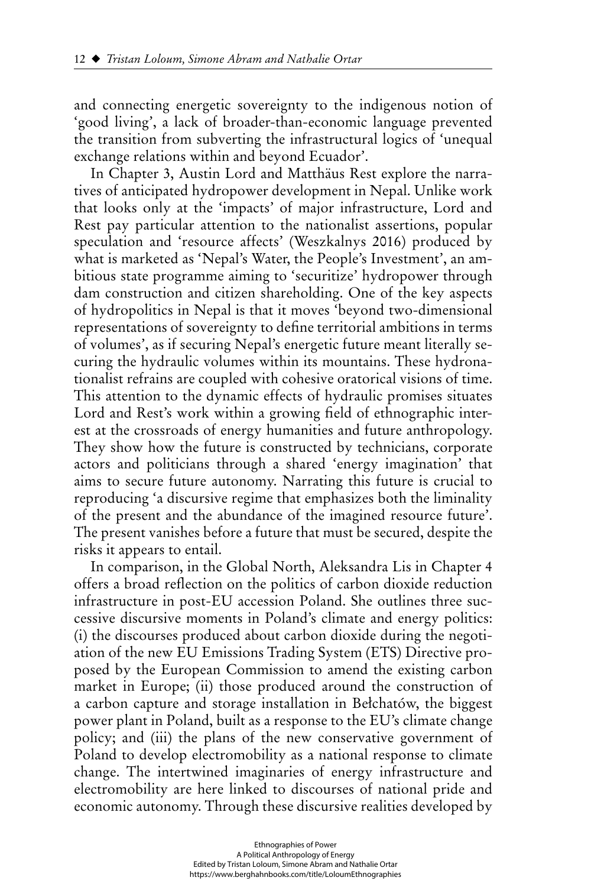and connecting energetic sovereignty to the indigenous notion of 'good living', a lack of broader-than-economic language prevented the transition from subverting the infrastructural logics of 'unequal exchange relations within and beyond Ecuador'.

In Chapter 3, Austin Lord and Matthäus Rest explore the narratives of anticipated hydropower development in Nepal. Unlike work that looks only at the 'impacts' of major infrastructure, Lord and Rest pay particular attention to the nationalist assertions, popular speculation and 'resource affects' (Weszkalnys 2016) produced by what is marketed as 'Nepal's Water, the People's Investment', an ambitious state programme aiming to 'securitize' hydropower through dam construction and citizen shareholding. One of the key aspects of hydropolitics in Nepal is that it moves 'beyond two-dimensional representations of sovereignty to define territorial ambitions in terms of volumes', as if securing Nepal's energetic future meant literally securing the hydraulic volumes within its mountains. These hydronationalist refrains are coupled with cohesive oratorical visions of time. This attention to the dynamic effects of hydraulic promises situates Lord and Rest's work within a growing field of ethnographic interest at the crossroads of energy humanities and future anthropology. They show how the future is constructed by technicians, corporate actors and politicians through a shared 'energy imagination' that aims to secure future autonomy. Narrating this future is crucial to reproducing 'a discursive regime that emphasizes both the liminality of the present and the abundance of the imagined resource future'. The present vanishes before a future that must be secured, despite the risks it appears to entail.

In comparison, in the Global North, Aleksandra Lis in Chapter 4 offers a broad reflection on the politics of carbon dioxide reduction infrastructure in post-EU accession Poland. She outlines three successive discursive moments in Poland's climate and energy politics: (i) the discourses produced about carbon dioxide during the negotiation of the new EU Emissions Trading System (ETS) Directive proposed by the European Commission to amend the existing carbon market in Europe; (ii) those produced around the construction of a carbon capture and storage installation in Bełchatów, the biggest power plant in Poland, built as a response to the EU's climate change policy; and (iii) the plans of the new conservative government of Poland to develop electromobility as a national response to climate change. The intertwined imaginaries of energy infrastructure and electromobility are here linked to discourses of national pride and economic autonomy. Through these discursive realities developed by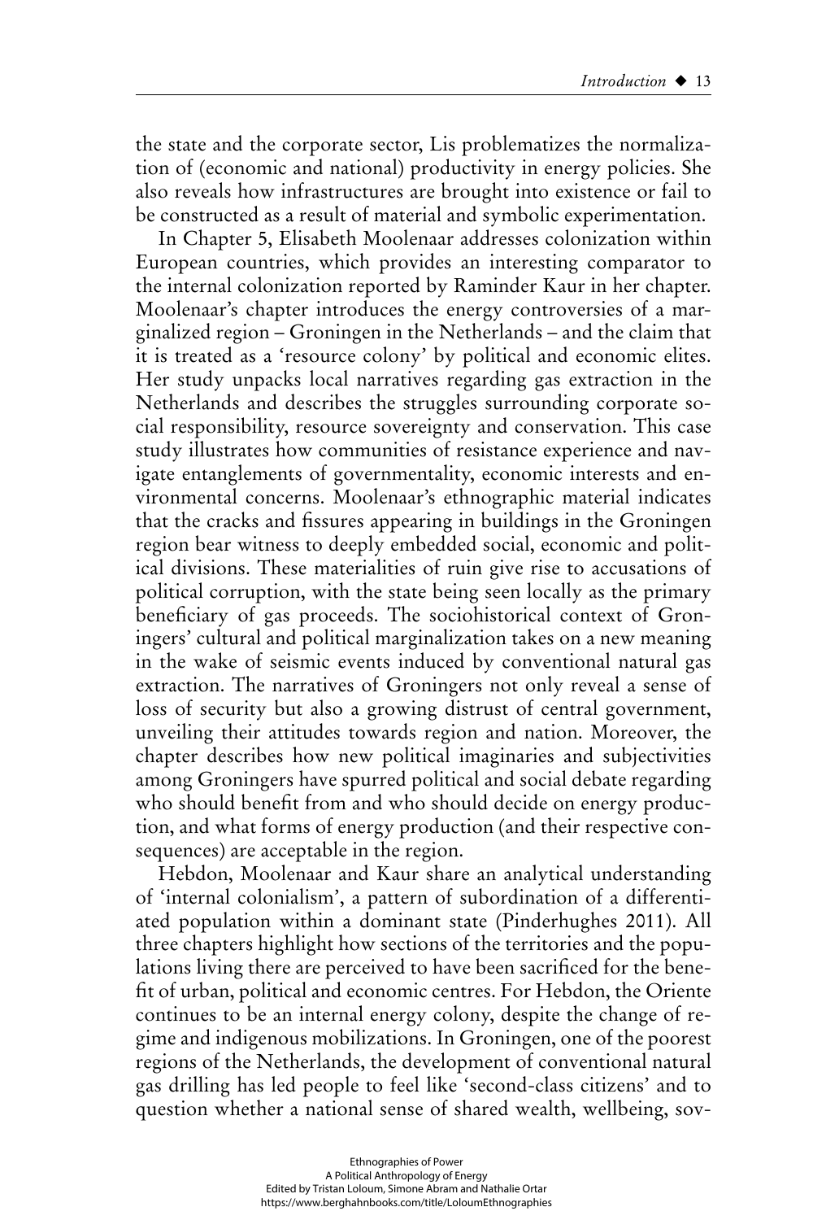the state and the corporate sector, Lis problematizes the normalization of (economic and national) productivity in energy policies. She also reveals how infrastructures are brought into existence or fail to be constructed as a result of material and symbolic experimentation.

In Chapter 5, Elisabeth Moolenaar addresses colonization within European countries, which provides an interesting comparator to the internal colonization reported by Raminder Kaur in her chapter. Moolenaar's chapter introduces the energy controversies of a marginalized region – Groningen in the Netherlands – and the claim that it is treated as a 'resource colony' by political and economic elites. Her study unpacks local narratives regarding gas extraction in the Netherlands and describes the struggles surrounding corporate social responsibility, resource sovereignty and conservation. This case study illustrates how communities of resistance experience and navigate entanglements of governmentality, economic interests and environmental concerns. Moolenaar's ethnographic material indicates that the cracks and fissures appearing in buildings in the Groningen region bear witness to deeply embedded social, economic and political divisions. These materialities of ruin give rise to accusations of political corruption, with the state being seen locally as the primary beneficiary of gas proceeds. The sociohistorical context of Groningers' cultural and political marginalization takes on a new meaning in the wake of seismic events induced by conventional natural gas extraction. The narratives of Groningers not only reveal a sense of loss of security but also a growing distrust of central government, unveiling their attitudes towards region and nation. Moreover, the chapter describes how new political imaginaries and subjectivities among Groningers have spurred political and social debate regarding who should benefit from and who should decide on energy production, and what forms of energy production (and their respective consequences) are acceptable in the region.

Hebdon, Moolenaar and Kaur share an analytical understanding of 'internal colonialism', a pattern of subordination of a differentiated population within a dominant state (Pinderhughes 2011). All three chapters highlight how sections of the territories and the populations living there are perceived to have been sacrificed for the benefit of urban, political and economic centres. For Hebdon, the Oriente continues to be an internal energy colony, despite the change of regime and indigenous mobilizations. In Groningen, one of the poorest regions of the Netherlands, the development of conventional natural gas drilling has led people to feel like 'second-class citizens' and to question whether a national sense of shared wealth, wellbeing, sov-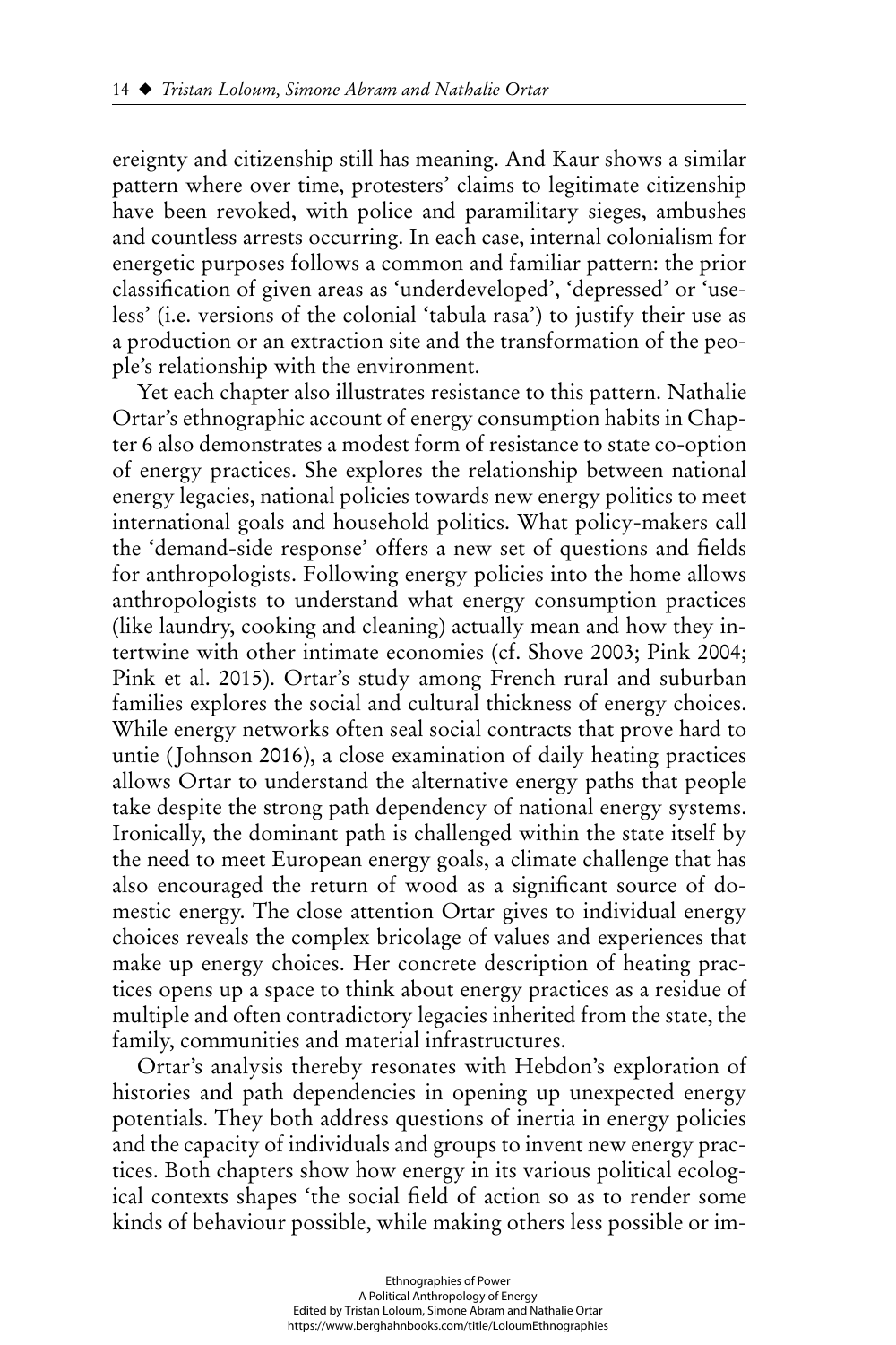ereignty and citizenship still has meaning. And Kaur shows a similar pattern where over time, protesters' claims to legitimate citizenship have been revoked, with police and paramilitary sieges, ambushes and countless arrests occurring. In each case, internal colonialism for energetic purposes follows a common and familiar pattern: the prior classification of given areas as 'underdeveloped', 'depressed' or 'useless' (i.e. versions of the colonial 'tabula rasa') to justify their use as a production or an extraction site and the transformation of the people's relationship with the environment.

Yet each chapter also illustrates resistance to this pattern. Nathalie Ortar's ethnographic account of energy consumption habits in Chapter 6 also demonstrates a modest form of resistance to state co-option of energy practices. She explores the relationship between national energy legacies, national policies towards new energy politics to meet international goals and household politics. What policy-makers call the 'demand-side response' offers a new set of questions and fields for anthropologists. Following energy policies into the home allows anthropologists to understand what energy consumption practices (like laundry, cooking and cleaning) actually mean and how they intertwine with other intimate economies (cf. Shove 2003; Pink 2004; Pink et al. 2015). Ortar's study among French rural and suburban families explores the social and cultural thickness of energy choices. While energy networks often seal social contracts that prove hard to untie (Johnson 2016), a close examination of daily heating practices allows Ortar to understand the alternative energy paths that people take despite the strong path dependency of national energy systems. Ironically, the dominant path is challenged within the state itself by the need to meet European energy goals, a climate challenge that has also encouraged the return of wood as a significant source of domestic energy. The close attention Ortar gives to individual energy choices reveals the complex bricolage of values and experiences that make up energy choices. Her concrete description of heating practices opens up a space to think about energy practices as a residue of multiple and often contradictory legacies inherited from the state, the family, communities and material infrastructures.

Ortar's analysis thereby resonates with Hebdon's exploration of histories and path dependencies in opening up unexpected energy potentials. They both address questions of inertia in energy policies and the capacity of individuals and groups to invent new energy practices. Both chapters show how energy in its various political ecological contexts shapes 'the social field of action so as to render some kinds of behaviour possible, while making others less possible or im-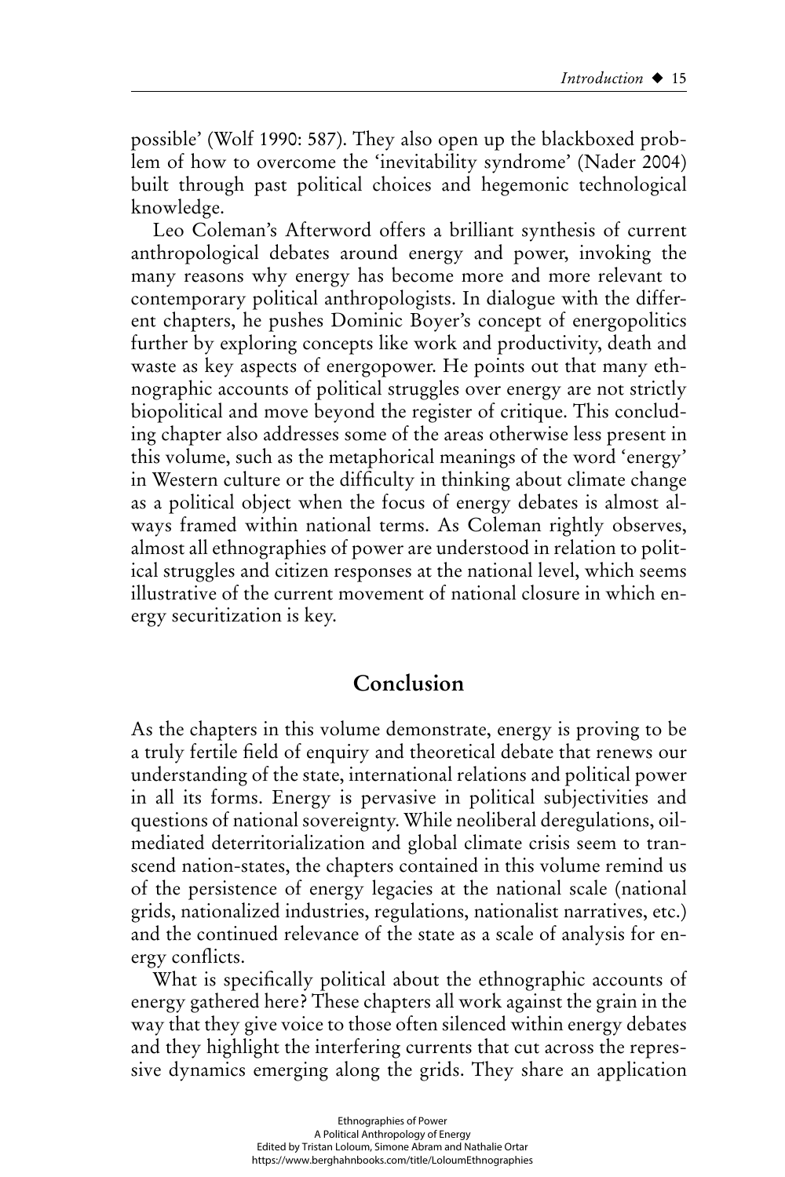possible' (Wolf 1990: 587). They also open up the blackboxed problem of how to overcome the 'inevitability syndrome' (Nader 2004) built through past political choices and hegemonic technological knowledge.

Leo Coleman's Afterword offers a brilliant synthesis of current anthropological debates around energy and power, invoking the many reasons why energy has become more and more relevant to contemporary political anthropologists. In dialogue with the different chapters, he pushes Dominic Boyer's concept of energopolitics further by exploring concepts like work and productivity, death and waste as key aspects of energopower. He points out that many ethnographic accounts of political struggles over energy are not strictly biopolitical and move beyond the register of critique. This concluding chapter also addresses some of the areas otherwise less present in this volume, such as the metaphorical meanings of the word 'energy' in Western culture or the difficulty in thinking about climate change as a political object when the focus of energy debates is almost always framed within national terms. As Coleman rightly observes, almost all ethnographies of power are understood in relation to political struggles and citizen responses at the national level, which seems illustrative of the current movement of national closure in which energy securitization is key.

## Conclusion

As the chapters in this volume demonstrate, energy is proving to be a truly fertile field of enquiry and theoretical debate that renews our understanding of the state, international relations and political power in all its forms. Energy is pervasive in political subjectivities and questions of national sovereignty. While neoliberal deregulations, oil-mediated deterritorialization and global climate crisis seem to transcend nation-states, the chapters contained in this volume remind us of the persistence of energy legacies at the national scale (national grids, nationalized industries, regulations, nationalist narratives, etc.) and the continued relevance of the state as a scale of analysis for energy conflicts.

What is specifically political about the ethnographic accounts of energy gathered here? These chapters all work against the grain in the way that they give voice to those often silenced within energy debates and they highlight the interfering currents that cut across the repressive dynamics emerging along the grids. They share an application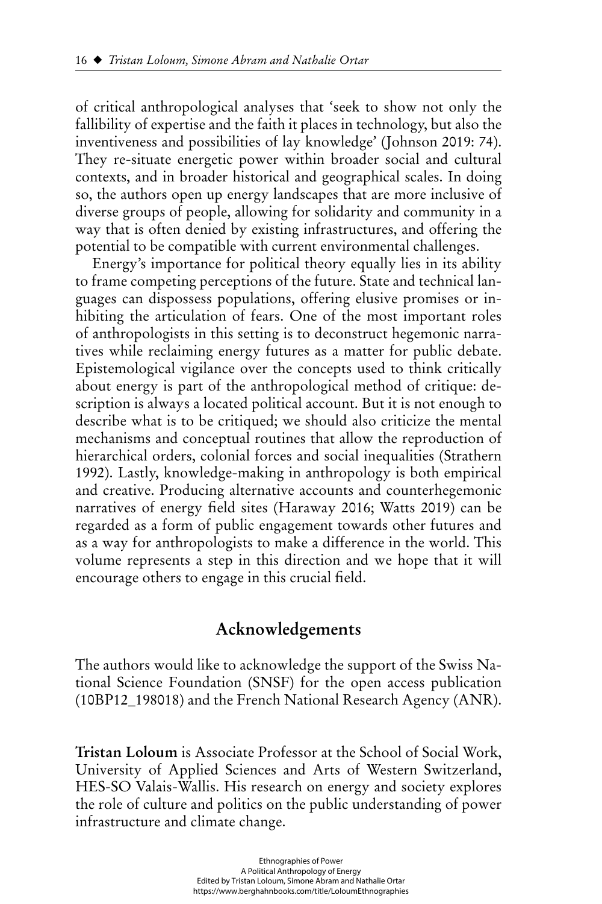of critical anthropological analyses that 'seek to show not only the fallibility of expertise and the faith it places in technology, but also the inventiveness and possibilities of lay knowledge' (Johnson 2019: 74). They re-situate energetic power within broader social and cultural contexts, and in broader historical and geographical scales. In doing so, the authors open up energy landscapes that are more inclusive of diverse groups of people, allowing for solidarity and community in a way that is often denied by existing infrastructures, and offering the potential to be compatible with current environmental challenges.

Energy's importance for political theory equally lies in its ability to frame competing perceptions of the future. State and technical languages can dispossess populations, offering elusive promises or inhibiting the articulation of fears. One of the most important roles of anthropologists in this setting is to deconstruct hegemonic narratives while reclaiming energy futures as a matter for public debate. Epistemological vigilance over the concepts used to think critically about energy is part of the anthropological method of critique: description is always a located political account. But it is not enough to describe what is to be critiqued; we should also criticize the mental mechanisms and conceptual routines that allow the reproduction of hierarchical orders, colonial forces and social inequalities (Strathern 1992). Lastly, knowledge-making in anthropology is both empirical and creative. Producing alternative accounts and counterhegemonic narratives of energy field sites (Haraway 2016; Watts 2019) can be regarded as a form of public engagement towards other futures and as a way for anthropologists to make a difference in the world. This volume represents a step in this direction and we hope that it will encourage others to engage in this crucial field.

## Acknowledgements

The authors would like to acknowledge the support of the Swiss National Science Foundation (SNSF) for the open access publication (10BP12_198018) and the French National Research Agency (ANR).

**Tristan Loloum** is Associate Professor at the School of Social Work, University of Applied Sciences and Arts of Western Switzerland, HES-SO Valais-Wallis. His research on energy and society explores the role of culture and politics on the public understanding of power infrastructure and climate change.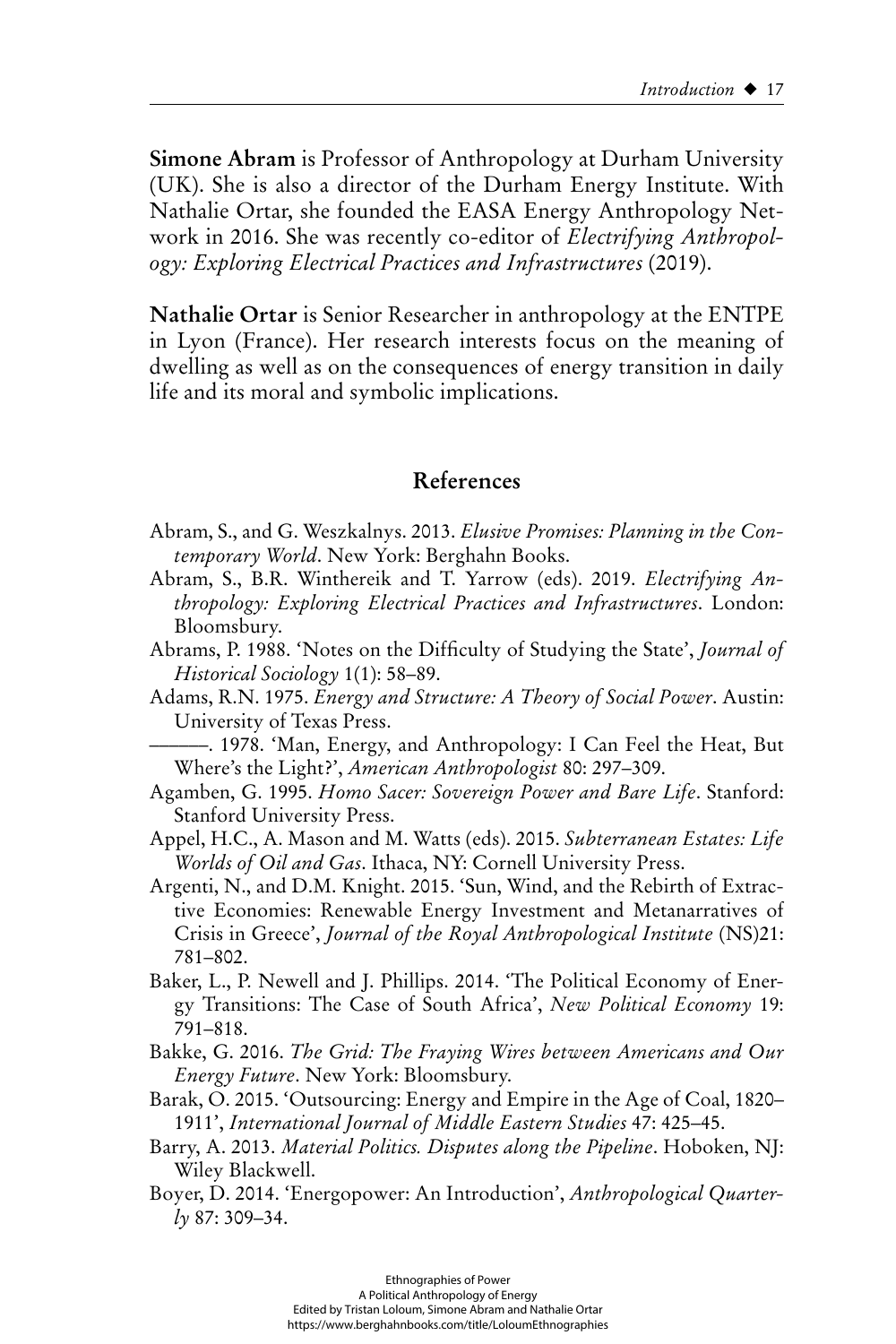**Simone Abram** is Professor of Anthropology at Durham University (UK). She is also a director of the Durham Energy Institute. With Nathalie Ortar, she founded the EASA Energy Anthropology Network in 2016. She was recently co-editor of *Electrifying Anthropology: Exploring Electrical Practices and Infrastructures* (2019).

**Nathalie Ortar** is Senior Researcher in anthropology at the ENTPE in Lyon (France). Her research interests focus on the meaning of dwelling as well as on the consequences of energy transition in daily life and its moral and symbolic implications.

## References

Abram, S., and G. Weszkalnys. 2013. *Elusive Promises: Planning in the Contemporary World*. New York: Berghahn Books.

Abram, S., B.R. Winthereik and T. Yarrow (eds). 2019. *Electrifying Anthropology: Exploring Electrical Practices and Infrastructures*. London: Bloomsbury.

Abrams, P. 1988. 'Notes on the Difficulty of Studying the State', *Journal of Historical Sociology* 1(1): 58–89.

Adams, R.N. 1975. *Energy and Structure: A Theory of Social Power*. Austin: University of Texas Press.

———. 1978. 'Man, Energy, and Anthropology: I Can Feel the Heat, But Where's the Light?', *American Anthropologist* 80: 297–309.

Agamben, G. 1995. *Homo Sacer: Sovereign Power and Bare Life*. Stanford: Stanford University Press.

Appel, H.C., A. Mason and M. Watts (eds). 2015. *Subterranean Estates: Life Worlds of Oil and Gas*. Ithaca, NY: Cornell University Press.

Argenti, N., and D.M. Knight. 2015. 'Sun, Wind, and the Rebirth of Extractive Economies: Renewable Energy Investment and Metanarratives of Crisis in Greece', *Journal of the Royal Anthropological Institute* (NS)21: 781–802.

Baker, L., P. Newell and J. Phillips. 2014. 'The Political Economy of Energy Transitions: The Case of South Africa', *New Political Economy* 19: 791–818.

Bakke, G. 2016. *The Grid: The Fraying Wires between Americans and Our Energy Future*. New York: Bloomsbury.

Barak, O. 2015. 'Outsourcing: Energy and Empire in the Age of Coal, 1820–1911', *International Journal of Middle Eastern Studies* 47: 425–45.

Barry, A. 2013. *Material Politics. Disputes along the Pipeline*. Hoboken, NJ: Wiley Blackwell.

Boyer, D. 2014. 'Energopower: An Introduction', *Anthropological Quarterly* 87: 309–34.

Ethnographies of Power
A Political Anthropology of Energy
Edited by Tristan Loloum, Simone Abram and Nathalie Ortar
https://www.berghahnbooks.com/title/LoloumEthnographies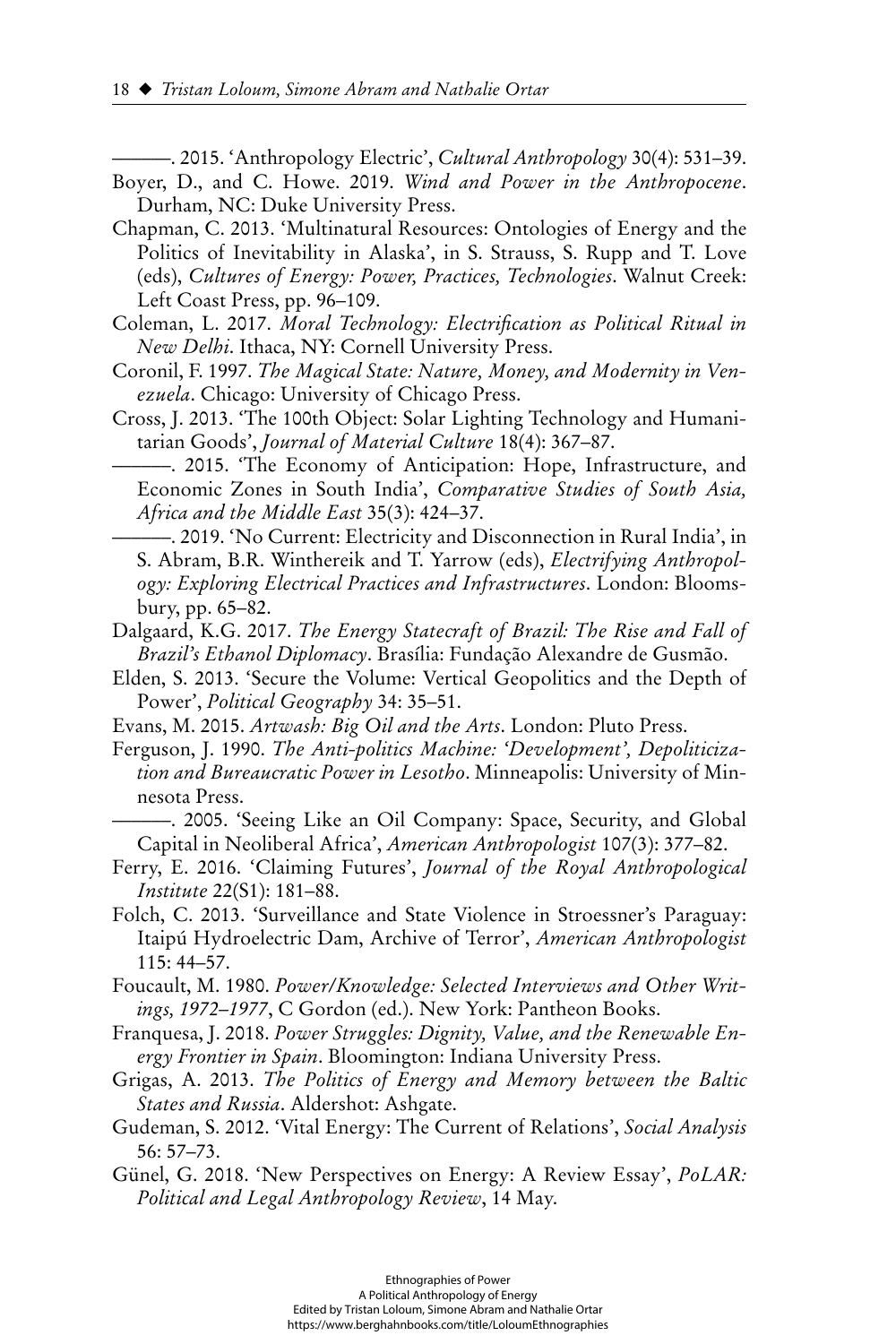———. 2015. 'Anthropology Electric', *Cultural Anthropology* 30(4): 531–39.

Boyer, D., and C. Howe. 2019. *Wind and Power in the Anthropocene*. Durham, NC: Duke University Press.

Chapman, C. 2013. 'Multinatural Resources: Ontologies of Energy and the Politics of Inevitability in Alaska', in S. Strauss, S. Rupp and T. Love (eds), *Cultures of Energy: Power, Practices, Technologies*. Walnut Creek: Left Coast Press, pp. 96–109.

Coleman, L. 2017. *Moral Technology: Electrification as Political Ritual in New Delhi*. Ithaca, NY: Cornell University Press.

Coronil, F. 1997. *The Magical State: Nature, Money, and Modernity in Venezuela*. Chicago: University of Chicago Press.

Cross, J. 2013. 'The 100th Object: Solar Lighting Technology and Humanitarian Goods', *Journal of Material Culture* 18(4): 367–87.

———. 2015. 'The Economy of Anticipation: Hope, Infrastructure, and Economic Zones in South India', *Comparative Studies of South Asia, Africa and the Middle East* 35(3): 424–37.

———. 2019. 'No Current: Electricity and Disconnection in Rural India', in S. Abram, B.R. Winthereik and T. Yarrow (eds), *Electrifying Anthropology: Exploring Electrical Practices and Infrastructures*. London: Bloomsbury, pp. 65–82.

Dalgaard, K.G. 2017. *The Energy Statecraft of Brazil: The Rise and Fall of Brazil's Ethanol Diplomacy*. Brasília: Fundação Alexandre de Gusmão.

Elden, S. 2013. 'Secure the Volume: Vertical Geopolitics and the Depth of Power', *Political Geography* 34: 35–51.

Evans, M. 2015. *Artwash: Big Oil and the Arts*. London: Pluto Press.

Ferguson, J. 1990. *The Anti-politics Machine: 'Development', Depoliticization and Bureaucratic Power in Lesotho*. Minneapolis: University of Minnesota Press.

———. 2005. 'Seeing Like an Oil Company: Space, Security, and Global Capital in Neoliberal Africa', *American Anthropologist* 107(3): 377–82.

Ferry, E. 2016. 'Claiming Futures', *Journal of the Royal Anthropological Institute* 22(S1): 181–88.

Folch, C. 2013. 'Surveillance and State Violence in Stroessner's Paraguay: Itaipú Hydroelectric Dam, Archive of Terror', *American Anthropologist* 115: 44–57.

Foucault, M. 1980. *Power/Knowledge: Selected Interviews and Other Writings, 1972–1977*, C Gordon (ed.). New York: Pantheon Books.

Franquesa, J. 2018. *Power Struggles: Dignity, Value, and the Renewable Energy Frontier in Spain*. Bloomington: Indiana University Press.

Grigas, A. 2013. *The Politics of Energy and Memory between the Baltic States and Russia*. Aldershot: Ashgate.

Gudeman, S. 2012. 'Vital Energy: The Current of Relations', *Social Analysis* 56: 57–73.

Günel, G. 2018. 'New Perspectives on Energy: A Review Essay', *PoLAR: Political and Legal Anthropology Review*, 14 May.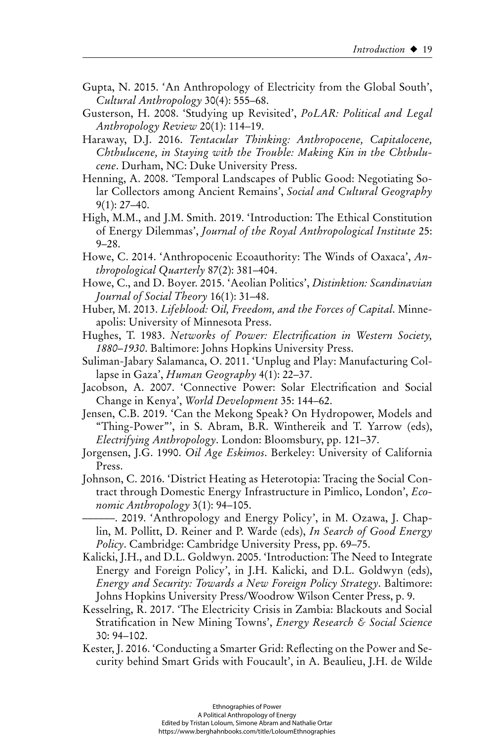Gupta, N. 2015. 'An Anthropology of Electricity from the Global South', *Cultural Anthropology* 30(4): 555–68.

Gusterson, H. 2008. 'Studying up Revisited', *PoLAR: Political and Legal Anthropology Review* 20(1): 114–19.

Haraway, D.J. 2016. *Tentacular Thinking: Anthropocene, Capitalocene, Chthulucene, in Staying with the Trouble: Making Kin in the Chthulucene*. Durham, NC: Duke University Press.

Henning, A. 2008. 'Temporal Landscapes of Public Good: Negotiating Solar Collectors among Ancient Remains', *Social and Cultural Geography* 9(1): 27–40.

High, M.M., and J.M. Smith. 2019. 'Introduction: The Ethical Constitution of Energy Dilemmas', *Journal of the Royal Anthropological Institute* 25: 9–28.

Howe, C. 2014. 'Anthropocenic Ecoauthority: The Winds of Oaxaca', *Anthropological Quarterly* 87(2): 381–404.

Howe, C., and D. Boyer. 2015. 'Aeolian Politics', *Distinktion: Scandinavian Journal of Social Theory* 16(1): 31–48.

Huber, M. 2013. *Lifeblood: Oil, Freedom, and the Forces of Capital*. Minneapolis: University of Minnesota Press.

Hughes, T. 1983. *Networks of Power: Electrification in Western Society, 1880–1930*. Baltimore: Johns Hopkins University Press.

Suliman-Jabary Salamanca, O. 2011. 'Unplug and Play: Manufacturing Collapse in Gaza', *Human Geography* 4(1): 22–37.

Jacobson, A. 2007. 'Connective Power: Solar Electrification and Social Change in Kenya', *World Development* 35: 144–62.

Jensen, C.B. 2019. 'Can the Mekong Speak? On Hydropower, Models and "Thing-Power"', in S. Abram, B.R. Winthereik and T. Yarrow (eds), *Electrifying Anthropology*. London: Bloomsbury, pp. 121–37.

Jorgensen, J.G. 1990. *Oil Age Eskimos*. Berkeley: University of California Press.

Johnson, C. 2016. 'District Heating as Heterotopia: Tracing the Social Contract through Domestic Energy Infrastructure in Pimlico, London', *Economic Anthropology* 3(1): 94–105.

———. 2019. 'Anthropology and Energy Policy', in M. Ozawa, J. Chaplin, M. Pollitt, D. Reiner and P. Warde (eds), *In Search of Good Energy Policy*. Cambridge: Cambridge University Press, pp. 69–75.

Kalicki, J.H., and D.L. Goldwyn. 2005. 'Introduction: The Need to Integrate Energy and Foreign Policy', in J.H. Kalicki, and D.L. Goldwyn (eds), *Energy and Security: Towards a New Foreign Policy Strategy*. Baltimore: Johns Hopkins University Press/Woodrow Wilson Center Press, p. 9.

Kesselring, R. 2017. 'The Electricity Crisis in Zambia: Blackouts and Social Stratification in New Mining Towns', *Energy Research & Social Science* 30: 94–102.

Kester, J. 2016. 'Conducting a Smarter Grid: Reflecting on the Power and Security behind Smart Grids with Foucault', in A. Beaulieu, J.H. de Wilde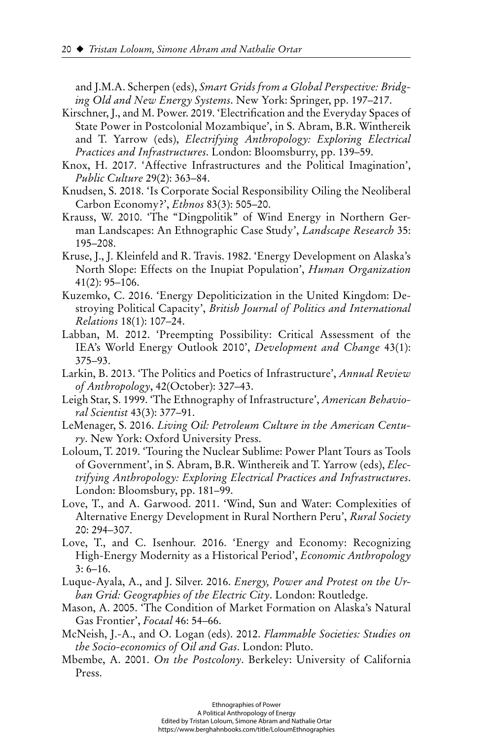and J.M.A. Scherpen (eds), *Smart Grids from a Global Perspective: Bridging Old and New Energy Systems*. New York: Springer, pp. 197–217.

Kirschner, J., and M. Power. 2019. 'Electrification and the Everyday Spaces of State Power in Postcolonial Mozambique', in S. Abram, B.R. Winthereik and T. Yarrow (eds), *Electrifying Anthropology: Exploring Electrical Practices and Infrastructures*. London: Bloomsburry, pp. 139–59.

Knox, H. 2017. 'Affective Infrastructures and the Political Imagination', *Public Culture* 29(2): 363–84.

Knudsen, S. 2018. 'Is Corporate Social Responsibility Oiling the Neoliberal Carbon Economy?', *Ethnos* 83(3): 505–20.

Krauss, W. 2010. 'The "Dingpolitik" of Wind Energy in Northern German Landscapes: An Ethnographic Case Study', *Landscape Research* 35: 195–208.

Kruse, J., J. Kleinfeld and R. Travis. 1982. 'Energy Development on Alaska's North Slope: Effects on the Inupiat Population', *Human Organization* 41(2): 95–106.

Kuzemko, C. 2016. 'Energy Depoliticization in the United Kingdom: Destroying Political Capacity', *British Journal of Politics and International Relations* 18(1): 107–24.

Labban, M. 2012. 'Preempting Possibility: Critical Assessment of the IEA's World Energy Outlook 2010', *Development and Change* 43(1): 375–93.

Larkin, B. 2013. 'The Politics and Poetics of Infrastructure', *Annual Review of Anthropology*, 42(October): 327–43.

Leigh Star, S. 1999. 'The Ethnography of Infrastructure', *American Behavioral Scientist* 43(3): 377–91.

LeMenager, S. 2016. *Living Oil: Petroleum Culture in the American Century*. New York: Oxford University Press.

Loloum, T. 2019. 'Touring the Nuclear Sublime: Power Plant Tours as Tools of Government', in S. Abram, B.R. Winthereik and T. Yarrow (eds), *Electrifying Anthropology: Exploring Electrical Practices and Infrastructures*. London: Bloomsbury, pp. 181–99.

Love, T., and A. Garwood. 2011. 'Wind, Sun and Water: Complexities of Alternative Energy Development in Rural Northern Peru', *Rural Society* 20: 294–307.

Love, T., and C. Isenhour. 2016. 'Energy and Economy: Recognizing High-Energy Modernity as a Historical Period', *Economic Anthropology* 3: 6–16.

Luque-Ayala, A., and J. Silver. 2016. *Energy, Power and Protest on the Urban Grid: Geographies of the Electric City*. London: Routledge.

Mason, A. 2005. 'The Condition of Market Formation on Alaska's Natural Gas Frontier', *Focaal* 46: 54–66.

McNeish, J.-A., and O. Logan (eds). 2012. *Flammable Societies: Studies on the Socio-economics of Oil and Gas*. London: Pluto.

Mbembe, A. 2001. *On the Postcolony*. Berkeley: University of California Press.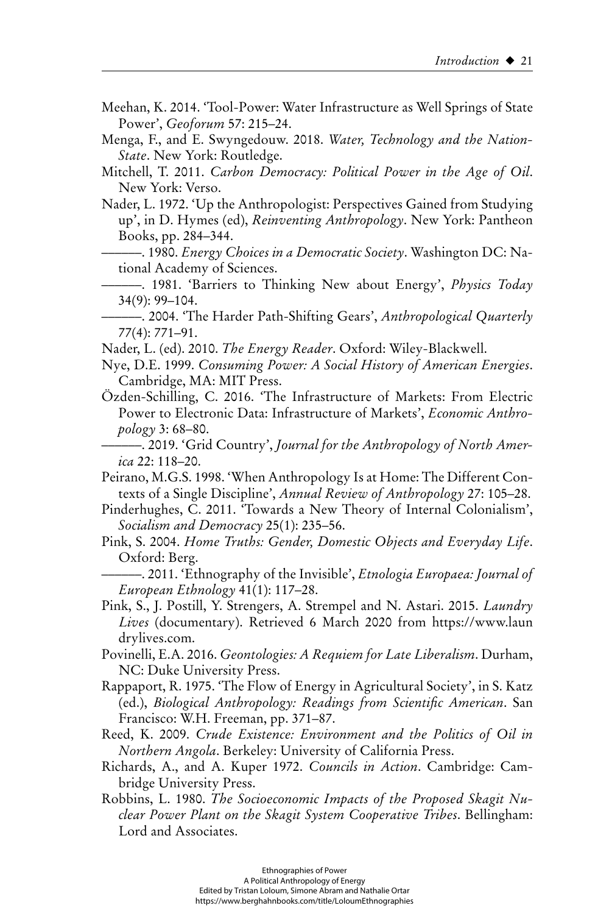Meehan, K. 2014. 'Tool-Power: Water Infrastructure as Well Springs of State Power', *Geoforum* 57: 215–24.

Menga, F., and E. Swyngedouw. 2018. *Water, Technology and the Nation-State*. New York: Routledge.

Mitchell, T. 2011. *Carbon Democracy: Political Power in the Age of Oil*. New York: Verso.

Nader, L. 1972. 'Up the Anthropologist: Perspectives Gained from Studying up', in D. Hymes (ed), *Reinventing Anthropology*. New York: Pantheon Books, pp. 284–344.

———. 1980. *Energy Choices in a Democratic Society*. Washington DC: National Academy of Sciences.

———. 1981. 'Barriers to Thinking New about Energy', *Physics Today* 34(9): 99–104.

———. 2004. 'The Harder Path-Shifting Gears', *Anthropological Quarterly* 77(4): 771–91.

Nader, L. (ed). 2010. *The Energy Reader*. Oxford: Wiley-Blackwell.

Nye, D.E. 1999. *Consuming Power: A Social History of American Energies*. Cambridge, MA: MIT Press.

Özden-Schilling, C. 2016. 'The Infrastructure of Markets: From Electric Power to Electronic Data: Infrastructure of Markets', *Economic Anthropology* 3: 68–80.

———. 2019. 'Grid Country', *Journal for the Anthropology of North America* 22: 118–20.

Peirano, M.G.S. 1998. 'When Anthropology Is at Home: The Different Contexts of a Single Discipline', *Annual Review of Anthropology* 27: 105–28.

Pinderhughes, C. 2011. 'Towards a New Theory of Internal Colonialism', *Socialism and Democracy* 25(1): 235–56.

Pink, S. 2004. *Home Truths: Gender, Domestic Objects and Everyday Life*. Oxford: Berg.

———. 2011. 'Ethnography of the Invisible', *Etnologia Europaea: Journal of European Ethnology* 41(1): 117–28.

Pink, S., J. Postill, Y. Strengers, A. Strempel and N. Astari. 2015. *Laundry Lives* (documentary). Retrieved 6 March 2020 from https://www.laundrylives.com.

Povinelli, E.A. 2016. *Geontologies: A Requiem for Late Liberalism*. Durham, NC: Duke University Press.

Rappaport, R. 1975. 'The Flow of Energy in Agricultural Society', in S. Katz (ed.), *Biological Anthropology: Readings from Scientific American*. San Francisco: W.H. Freeman, pp. 371–87.

Reed, K. 2009. *Crude Existence: Environment and the Politics of Oil in Northern Angola*. Berkeley: University of California Press.

Richards, A., and A. Kuper 1972. *Councils in Action*. Cambridge: Cambridge University Press.

Robbins, L. 1980. *The Socioeconomic Impacts of the Proposed Skagit Nuclear Power Plant on the Skagit System Cooperative Tribes*. Bellingham: Lord and Associates.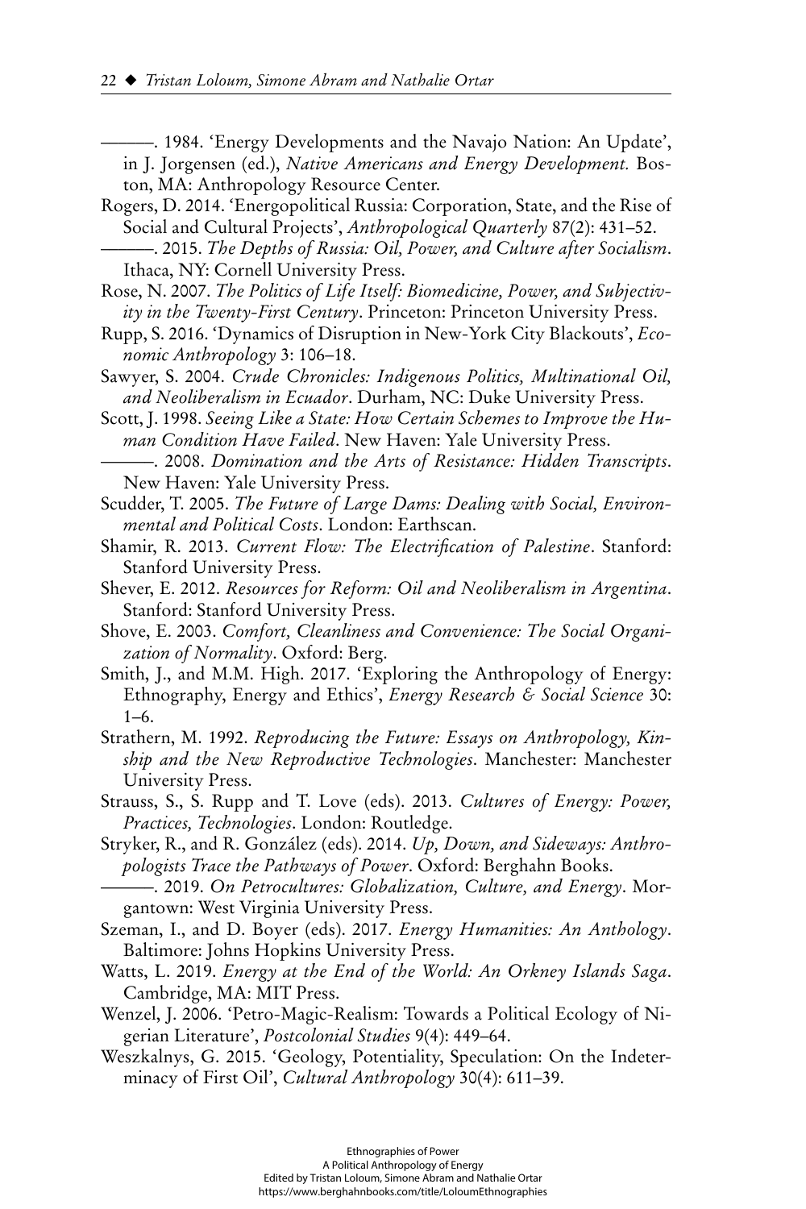———. 1984. 'Energy Developments and the Navajo Nation: An Update', in J. Jorgensen (ed.), *Native Americans and Energy Development.* Boston, MA: Anthropology Resource Center.

Rogers, D. 2014. 'Energopolitical Russia: Corporation, State, and the Rise of Social and Cultural Projects', *Anthropological Quarterly* 87(2): 431–52.

———. 2015. *The Depths of Russia: Oil, Power, and Culture after Socialism*. Ithaca, NY: Cornell University Press.

Rose, N. 2007. *The Politics of Life Itself: Biomedicine, Power, and Subjectivity in the Twenty-First Century*. Princeton: Princeton University Press.

Rupp, S. 2016. 'Dynamics of Disruption in New-York City Blackouts', *Economic Anthropology* 3: 106–18.

Sawyer, S. 2004. *Crude Chronicles: Indigenous Politics, Multinational Oil, and Neoliberalism in Ecuador*. Durham, NC: Duke University Press.

Scott, J. 1998. *Seeing Like a State: How Certain Schemes to Improve the Human Condition Have Failed*. New Haven: Yale University Press.

———. 2008. *Domination and the Arts of Resistance: Hidden Transcripts*. New Haven: Yale University Press.

Scudder, T. 2005. *The Future of Large Dams: Dealing with Social, Environmental and Political Costs*. London: Earthscan.

Shamir, R. 2013. *Current Flow: The Electrification of Palestine*. Stanford: Stanford University Press.

Shever, E. 2012. *Resources for Reform: Oil and Neoliberalism in Argentina*. Stanford: Stanford University Press.

Shove, E. 2003. *Comfort, Cleanliness and Convenience: The Social Organization of Normality*. Oxford: Berg.

Smith, J., and M.M. High. 2017. 'Exploring the Anthropology of Energy: Ethnography, Energy and Ethics', *Energy Research & Social Science* 30: 1–6.

Strathern, M. 1992. *Reproducing the Future: Essays on Anthropology, Kinship and the New Reproductive Technologies*. Manchester: Manchester University Press.

Strauss, S., S. Rupp and T. Love (eds). 2013. *Cultures of Energy: Power, Practices, Technologies*. London: Routledge.

Stryker, R., and R. González (eds). 2014. *Up, Down, and Sideways: Anthropologists Trace the Pathways of Power*. Oxford: Berghahn Books.

———. 2019. *On Petrocultures: Globalization, Culture, and Energy*. Morgantown: West Virginia University Press.

Szeman, I., and D. Boyer (eds). 2017. *Energy Humanities: An Anthology*. Baltimore: Johns Hopkins University Press.

Watts, L. 2019. *Energy at the End of the World: An Orkney Islands Saga*. Cambridge, MA: MIT Press.

Wenzel, J. 2006. 'Petro-Magic-Realism: Towards a Political Ecology of Nigerian Literature', *Postcolonial Studies* 9(4): 449–64.

Weszkalnys, G. 2015. 'Geology, Potentiality, Speculation: On the Indeterminacy of First Oil', *Cultural Anthropology* 30(4): 611–39.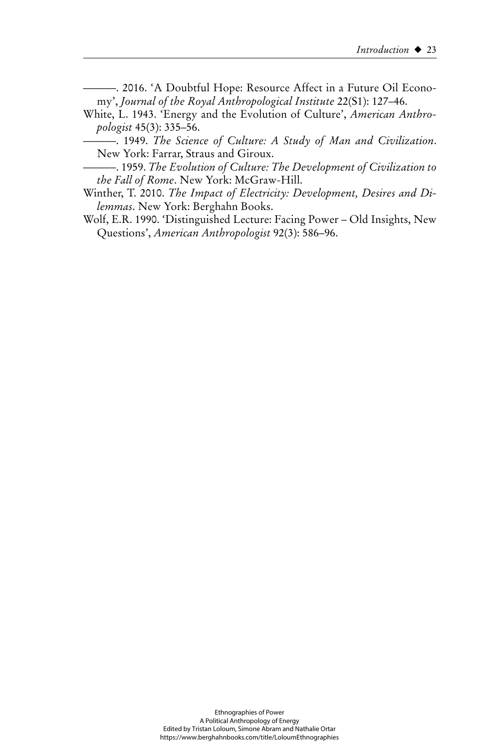———. 2016. 'A Doubtful Hope: Resource Affect in a Future Oil Economy', *Journal of the Royal Anthropological Institute* 22(S1): 127–46.

White, L. 1943. 'Energy and the Evolution of Culture', *American Anthropologist* 45(3): 335–56.

———. 1949. *The Science of Culture: A Study of Man and Civilization*. New York: Farrar, Straus and Giroux.

———. 1959. *The Evolution of Culture: The Development of Civilization to the Fall of Rome*. New York: McGraw-Hill.

Winther, T. 2010. *The Impact of Electricity: Development, Desires and Dilemmas*. New York: Berghahn Books.

Wolf, E.R. 1990. 'Distinguished Lecture: Facing Power – Old Insights, New Questions', *American Anthropologist* 92(3): 586–96.